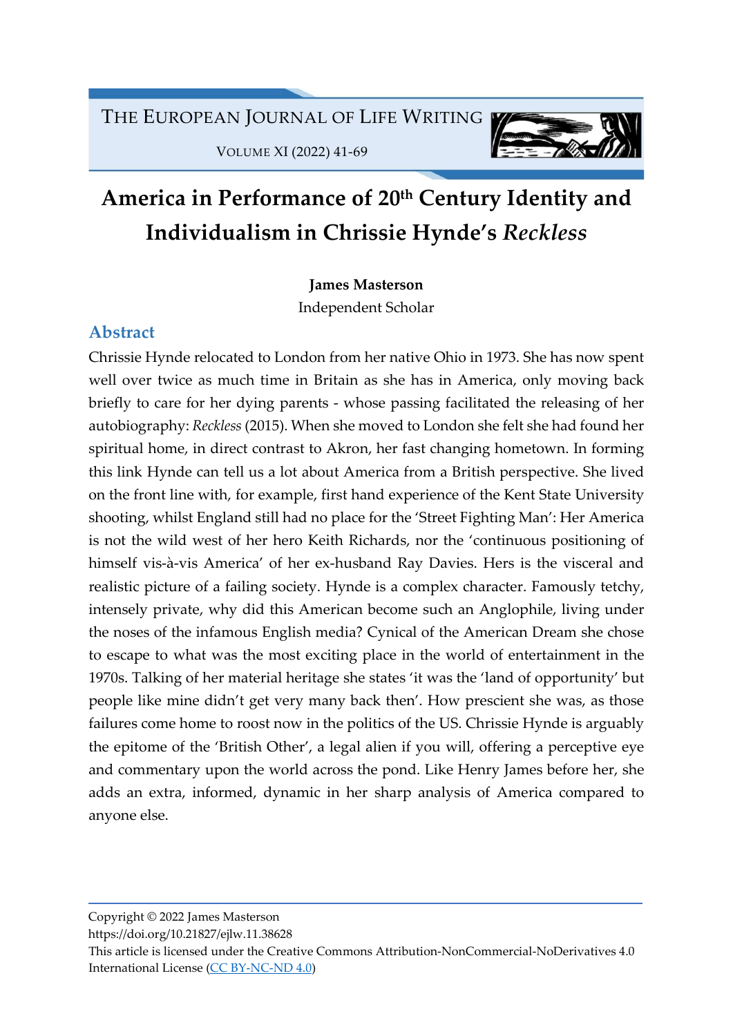# America in Performance of 20th Century Identity and Individualism in Chrissie Hynde's *Reckless*

**James Masterson**

Independent Scholar

## Abstract

Chrissie Hynde relocated to London from her native Ohio in 1973. She has now spent well over twice as much time in Britain as she has in America, only moving back briefly to care for her dying parents - whose passing facilitated the releasing of her autobiography: *Reckless* (2015). When she moved to London she felt she had found her spiritual home, in direct contrast to Akron, her fast changing hometown. In forming this link Hynde can tell us a lot about America from a British perspective. She lived on the front line with, for example, first hand experience of the Kent State University shooting, whilst England still had no place for the 'Street Fighting Man': Her America is not the wild west of her hero Keith Richards, nor the 'continuous positioning of himself vis-à-vis America' of her ex-husband Ray Davies. Hers is the visceral and realistic picture of a failing society. Hynde is a complex character. Famously tetchy, intensely private, why did this American become such an Anglophile, living under the noses of the infamous English media? Cynical of the American Dream she chose to escape to what was the most exciting place in the world of entertainment in the 1970s. Talking of her material heritage she states 'it was the 'land of opportunity' but people like mine didn't get very many back then'. How prescient she was, as those failures come home to roost now in the politics of the US. Chrissie Hynde is arguably the epitome of the 'British Other', a legal alien if you will, offering a perceptive eye and commentary upon the world across the pond. Like Henry James before her, she adds an extra, informed, dynamic in her sharp analysis of America compared to anyone else.

Copyright © 2022 James Masterson
https://doi.org/10.21827/ejlw.11.38628
This article is licensed under the Creative Commons Attribution-NonCommercial-NoDerivatives 4.0 International License (CC BY-NC-ND 4.0)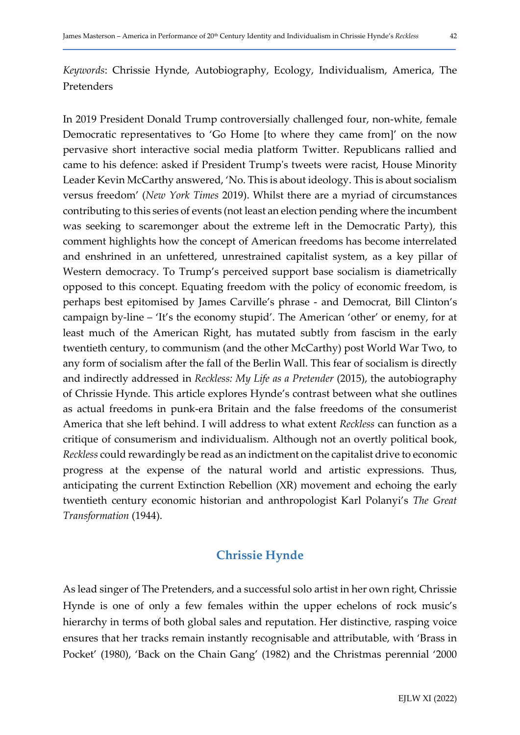*Keywords*: Chrissie Hynde, Autobiography, Ecology, Individualism, America, The Pretenders

In 2019 President Donald Trump controversially challenged four, non-white, female Democratic representatives to 'Go Home [to where they came from]' on the now pervasive short interactive social media platform Twitter. Republicans rallied and came to his defence: asked if President Trump's tweets were racist, House Minority Leader Kevin McCarthy answered, 'No. This is about ideology. This is about socialism versus freedom' (*New York Times* 2019). Whilst there are a myriad of circumstances contributing to this series of events (not least an election pending where the incumbent was seeking to scaremonger about the extreme left in the Democratic Party), this comment highlights how the concept of American freedoms has become interrelated and enshrined in an unfettered, unrestrained capitalist system, as a key pillar of Western democracy. To Trump's perceived support base socialism is diametrically opposed to this concept. Equating freedom with the policy of economic freedom, is perhaps best epitomised by James Carville's phrase - and Democrat, Bill Clinton's campaign by-line – 'It's the economy stupid'. The American 'other' or enemy, for at least much of the American Right, has mutated subtly from fascism in the early twentieth century, to communism (and the other McCarthy) post World War Two, to any form of socialism after the fall of the Berlin Wall. This fear of socialism is directly and indirectly addressed in *Reckless: My Life as a Pretender* (2015), the autobiography of Chrissie Hynde. This article explores Hynde's contrast between what she outlines as actual freedoms in punk-era Britain and the false freedoms of the consumerist America that she left behind. I will address to what extent *Reckless* can function as a critique of consumerism and individualism. Although not an overtly political book, *Reckless* could rewardingly be read as an indictment on the capitalist drive to economic progress at the expense of the natural world and artistic expressions. Thus, anticipating the current Extinction Rebellion (XR) movement and echoing the early twentieth century economic historian and anthropologist Karl Polanyi's *The Great Transformation* (1944).

## Chrissie Hynde

As lead singer of The Pretenders, and a successful solo artist in her own right, Chrissie Hynde is one of only a few females within the upper echelons of rock music's hierarchy in terms of both global sales and reputation. Her distinctive, rasping voice ensures that her tracks remain instantly recognisable and attributable, with 'Brass in Pocket' (1980), 'Back on the Chain Gang' (1982) and the Christmas perennial '2000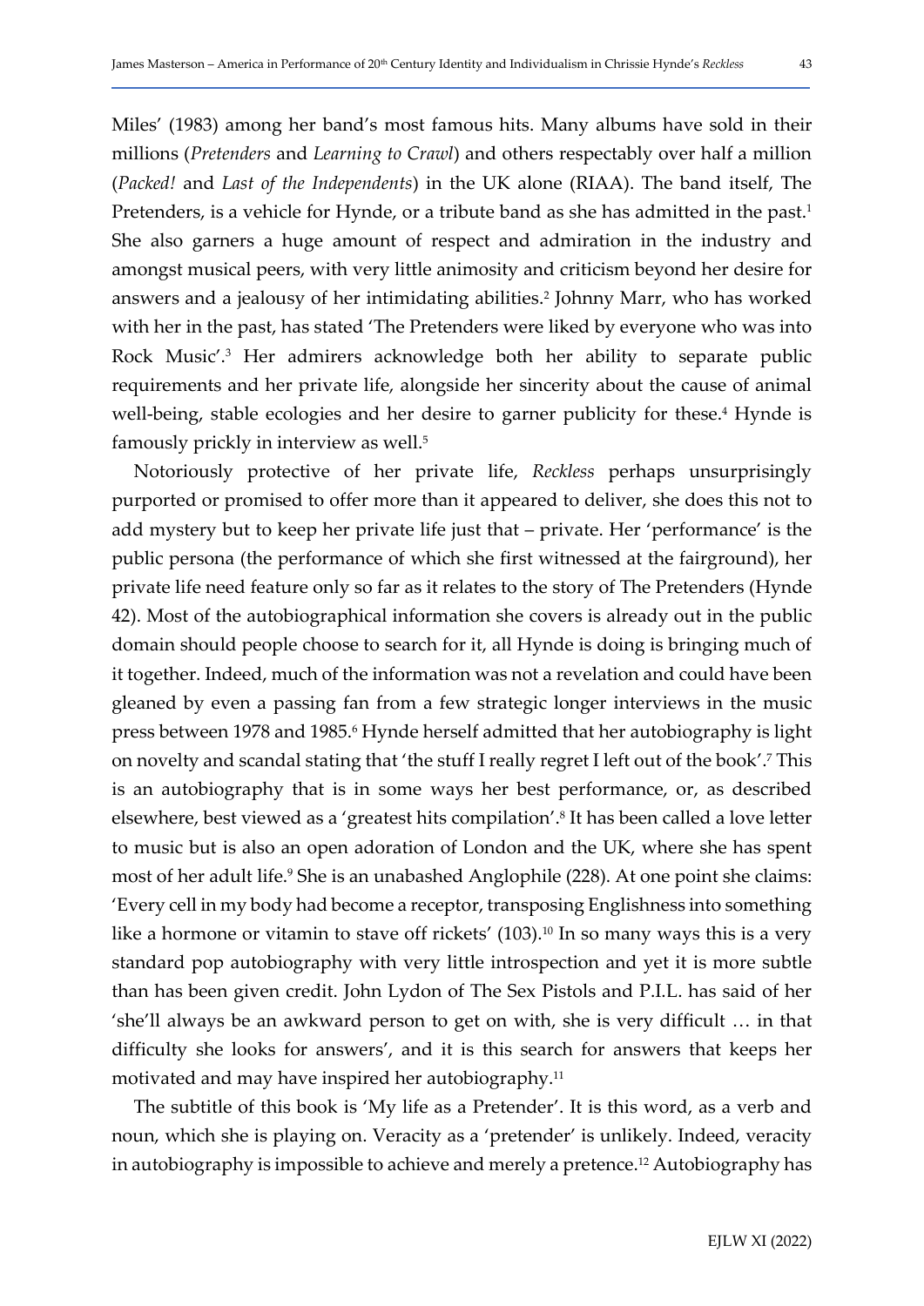Miles' (1983) among her band's most famous hits. Many albums have sold in their millions (*Pretenders* and *Learning to Crawl*) and others respectably over half a million (*Packed!* and *Last of the Independents*) in the UK alone (RIAA). The band itself, The Pretenders, is a vehicle for Hynde, or a tribute band as she has admitted in the past.[1] She also garners a huge amount of respect and admiration in the industry and amongst musical peers, with very little animosity and criticism beyond her desire for answers and a jealousy of her intimidating abilities.[2] Johnny Marr, who has worked with her in the past, has stated 'The Pretenders were liked by everyone who was into Rock Music'.[3] Her admirers acknowledge both her ability to separate public requirements and her private life, alongside her sincerity about the cause of animal well-being, stable ecologies and her desire to garner publicity for these.[4] Hynde is famously prickly in interview as well.[5]

Notoriously protective of her private life, *Reckless* perhaps unsurprisingly purported or promised to offer more than it appeared to deliver, she does this not to add mystery but to keep her private life just that – private. Her 'performance' is the public persona (the performance of which she first witnessed at the fairground), her private life need feature only so far as it relates to the story of The Pretenders (Hynde 42). Most of the autobiographical information she covers is already out in the public domain should people choose to search for it, all Hynde is doing is bringing much of it together. Indeed, much of the information was not a revelation and could have been gleaned by even a passing fan from a few strategic longer interviews in the music press between 1978 and 1985.[6] Hynde herself admitted that her autobiography is light on novelty and scandal stating that 'the stuff I really regret I left out of the book'.[7] This is an autobiography that is in some ways her best performance, or, as described elsewhere, best viewed as a 'greatest hits compilation'.[8] It has been called a love letter to music but is also an open adoration of London and the UK, where she has spent most of her adult life.[9] She is an unabashed Anglophile (228). At one point she claims: 'Every cell in my body had become a receptor, transposing Englishness into something like a hormone or vitamin to stave off rickets' (103).[10] In so many ways this is a very standard pop autobiography with very little introspection and yet it is more subtle than has been given credit. John Lydon of The Sex Pistols and P.I.L. has said of her 'she'll always be an awkward person to get on with, she is very difficult … in that difficulty she looks for answers', and it is this search for answers that keeps her motivated and may have inspired her autobiography.[11]

The subtitle of this book is 'My life as a Pretender'. It is this word, as a verb and noun, which she is playing on. Veracity as a 'pretender' is unlikely. Indeed, veracity in autobiography is impossible to achieve and merely a pretence.[12] Autobiography has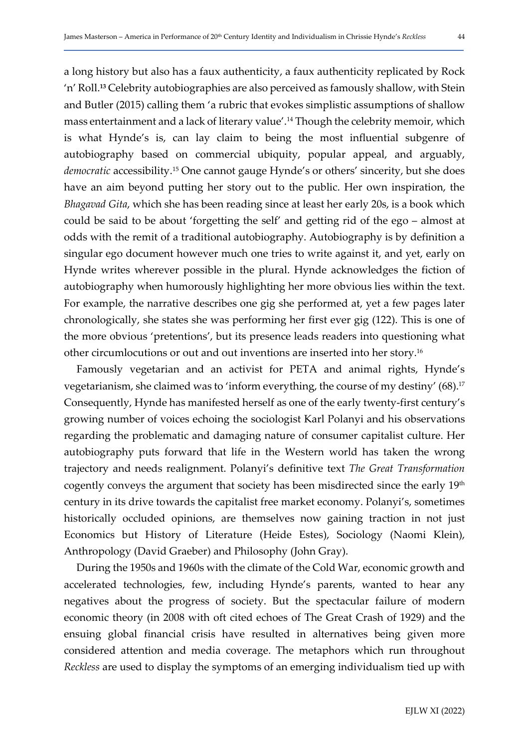a long history but also has a faux authenticity, a faux authenticity replicated by Rock 'n' Roll.[13] Celebrity autobiographies are also perceived as famously shallow, with Stein and Butler (2015) calling them 'a rubric that evokes simplistic assumptions of shallow mass entertainment and a lack of literary value'.[14] Though the celebrity memoir, which is what Hynde's is, can lay claim to being the most influential subgenre of autobiography based on commercial ubiquity, popular appeal, and arguably, *democratic* accessibility.[15] One cannot gauge Hynde's or others' sincerity, but she does have an aim beyond putting her story out to the public. Her own inspiration, the *Bhagavad Gita*, which she has been reading since at least her early 20s, is a book which could be said to be about 'forgetting the self' and getting rid of the ego – almost at odds with the remit of a traditional autobiography. Autobiography is by definition a singular ego document however much one tries to write against it, and yet, early on Hynde writes wherever possible in the plural. Hynde acknowledges the fiction of autobiography when humorously highlighting her more obvious lies within the text. For example, the narrative describes one gig she performed at, yet a few pages later chronologically, she states she was performing her first ever gig (122). This is one of the more obvious 'pretentions', but its presence leads readers into questioning what other circumlocutions or out and out inventions are inserted into her story.[16]

Famously vegetarian and an activist for PETA and animal rights, Hynde's vegetarianism, she claimed was to 'inform everything, the course of my destiny' (68).[17] Consequently, Hynde has manifested herself as one of the early twenty-first century's growing number of voices echoing the sociologist Karl Polanyi and his observations regarding the problematic and damaging nature of consumer capitalist culture. Her autobiography puts forward that life in the Western world has taken the wrong trajectory and needs realignment. Polanyi's definitive text *The Great Transformation* cogently conveys the argument that society has been misdirected since the early 19th century in its drive towards the capitalist free market economy. Polanyi's, sometimes historically occluded opinions, are themselves now gaining traction in not just Economics but History of Literature (Heide Estes), Sociology (Naomi Klein), Anthropology (David Graeber) and Philosophy (John Gray).

During the 1950s and 1960s with the climate of the Cold War, economic growth and accelerated technologies, few, including Hynde's parents, wanted to hear any negatives about the progress of society. But the spectacular failure of modern economic theory (in 2008 with oft cited echoes of The Great Crash of 1929) and the ensuing global financial crisis have resulted in alternatives being given more considered attention and media coverage. The metaphors which run throughout *Reckless* are used to display the symptoms of an emerging individualism tied up with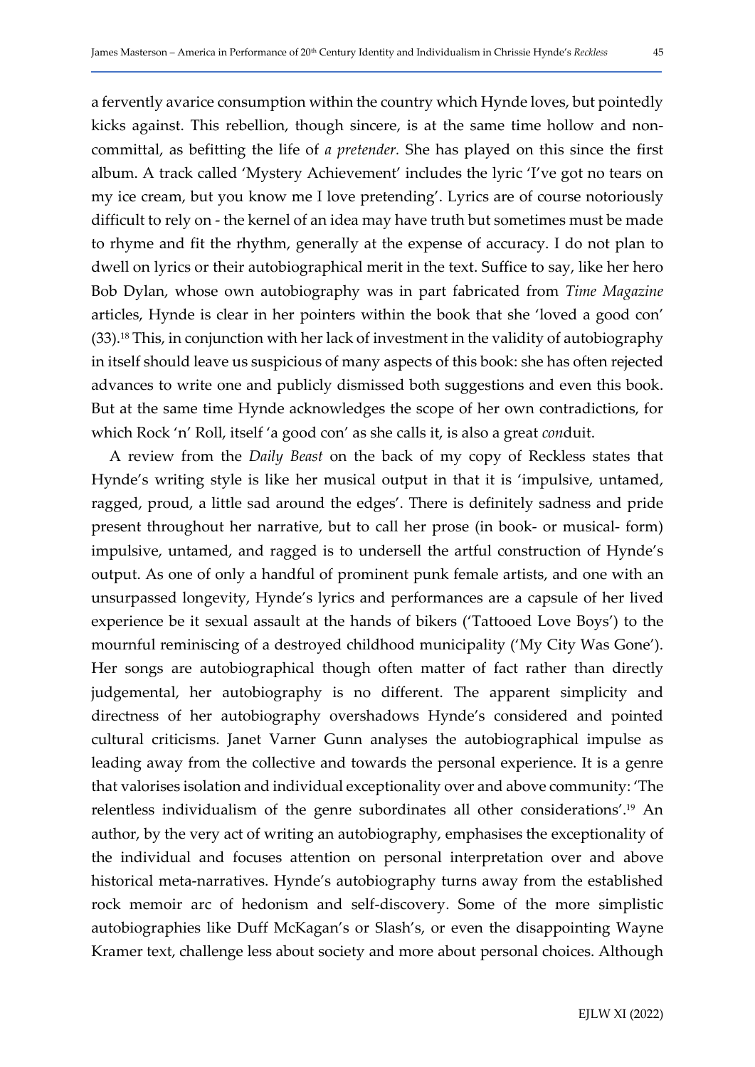a fervently avarice consumption within the country which Hynde loves, but pointedly kicks against. This rebellion, though sincere, is at the same time hollow and non-committal, as befitting the life of *a pretender*. She has played on this since the first album. A track called 'Mystery Achievement' includes the lyric 'I've got no tears on my ice cream, but you know me I love pretending'. Lyrics are of course notoriously difficult to rely on - the kernel of an idea may have truth but sometimes must be made to rhyme and fit the rhythm, generally at the expense of accuracy. I do not plan to dwell on lyrics or their autobiographical merit in the text. Suffice to say, like her hero Bob Dylan, whose own autobiography was in part fabricated from *Time Magazine* articles, Hynde is clear in her pointers within the book that she 'loved a good con' (33).[18] This, in conjunction with her lack of investment in the validity of autobiography in itself should leave us suspicious of many aspects of this book: she has often rejected advances to write one and publicly dismissed both suggestions and even this book. But at the same time Hynde acknowledges the scope of her own contradictions, for which Rock 'n' Roll, itself 'a good con' as she calls it, is also a great *con*duit.

A review from the *Daily Beast* on the back of my copy of Reckless states that Hynde's writing style is like her musical output in that it is 'impulsive, untamed, ragged, proud, a little sad around the edges'. There is definitely sadness and pride present throughout her narrative, but to call her prose (in book- or musical- form) impulsive, untamed, and ragged is to undersell the artful construction of Hynde's output. As one of only a handful of prominent punk female artists, and one with an unsurpassed longevity, Hynde's lyrics and performances are a capsule of her lived experience be it sexual assault at the hands of bikers ('Tattooed Love Boys') to the mournful reminiscing of a destroyed childhood municipality ('My City Was Gone'). Her songs are autobiographical though often matter of fact rather than directly judgemental, her autobiography is no different. The apparent simplicity and directness of her autobiography overshadows Hynde's considered and pointed cultural criticisms. Janet Varner Gunn analyses the autobiographical impulse as leading away from the collective and towards the personal experience. It is a genre that valorises isolation and individual exceptionality over and above community: 'The relentless individualism of the genre subordinates all other considerations'.[19] An author, by the very act of writing an autobiography, emphasises the exceptionality of the individual and focuses attention on personal interpretation over and above historical meta-narratives. Hynde's autobiography turns away from the established rock memoir arc of hedonism and self-discovery. Some of the more simplistic autobiographies like Duff McKagan's or Slash's, or even the disappointing Wayne Kramer text, challenge less about society and more about personal choices. Although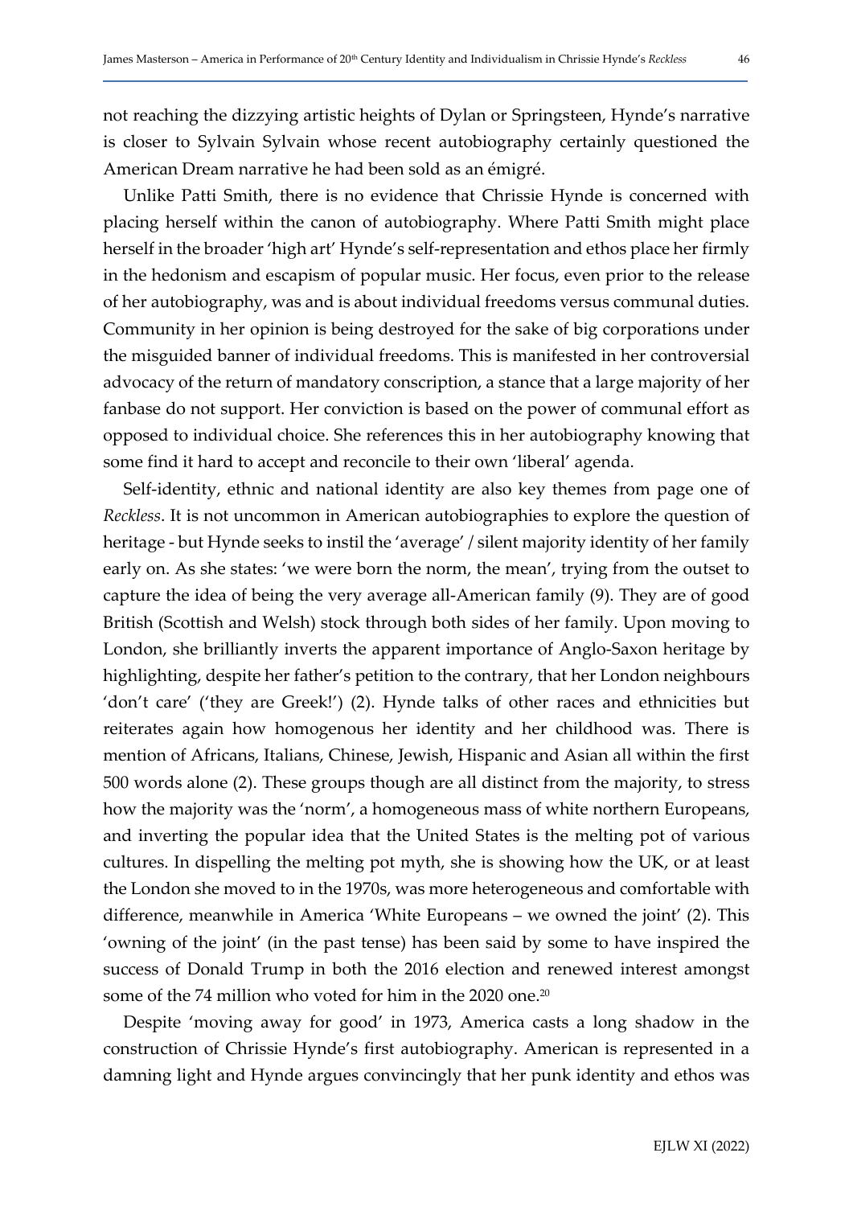not reaching the dizzying artistic heights of Dylan or Springsteen, Hynde's narrative is closer to Sylvain Sylvain whose recent autobiography certainly questioned the American Dream narrative he had been sold as an émigré.

Unlike Patti Smith, there is no evidence that Chrissie Hynde is concerned with placing herself within the canon of autobiography. Where Patti Smith might place herself in the broader 'high art' Hynde's self-representation and ethos place her firmly in the hedonism and escapism of popular music. Her focus, even prior to the release of her autobiography, was and is about individual freedoms versus communal duties. Community in her opinion is being destroyed for the sake of big corporations under the misguided banner of individual freedoms. This is manifested in her controversial advocacy of the return of mandatory conscription, a stance that a large majority of her fanbase do not support. Her conviction is based on the power of communal effort as opposed to individual choice. She references this in her autobiography knowing that some find it hard to accept and reconcile to their own 'liberal' agenda.

Self-identity, ethnic and national identity are also key themes from page one of *Reckless*. It is not uncommon in American autobiographies to explore the question of heritage - but Hynde seeks to instil the 'average' / silent majority identity of her family early on. As she states: 'we were born the norm, the mean', trying from the outset to capture the idea of being the very average all-American family (9). They are of good British (Scottish and Welsh) stock through both sides of her family. Upon moving to London, she brilliantly inverts the apparent importance of Anglo-Saxon heritage by highlighting, despite her father's petition to the contrary, that her London neighbours 'don't care' ('they are Greek!') (2). Hynde talks of other races and ethnicities but reiterates again how homogenous her identity and her childhood was. There is mention of Africans, Italians, Chinese, Jewish, Hispanic and Asian all within the first 500 words alone (2). These groups though are all distinct from the majority, to stress how the majority was the 'norm', a homogeneous mass of white northern Europeans, and inverting the popular idea that the United States is the melting pot of various cultures. In dispelling the melting pot myth, she is showing how the UK, or at least the London she moved to in the 1970s, was more heterogeneous and comfortable with difference, meanwhile in America 'White Europeans – we owned the joint' (2). This 'owning of the joint' (in the past tense) has been said by some to have inspired the success of Donald Trump in both the 2016 election and renewed interest amongst some of the 74 million who voted for him in the 2020 one.[20]

Despite 'moving away for good' in 1973, America casts a long shadow in the construction of Chrissie Hynde's first autobiography. American is represented in a damning light and Hynde argues convincingly that her punk identity and ethos was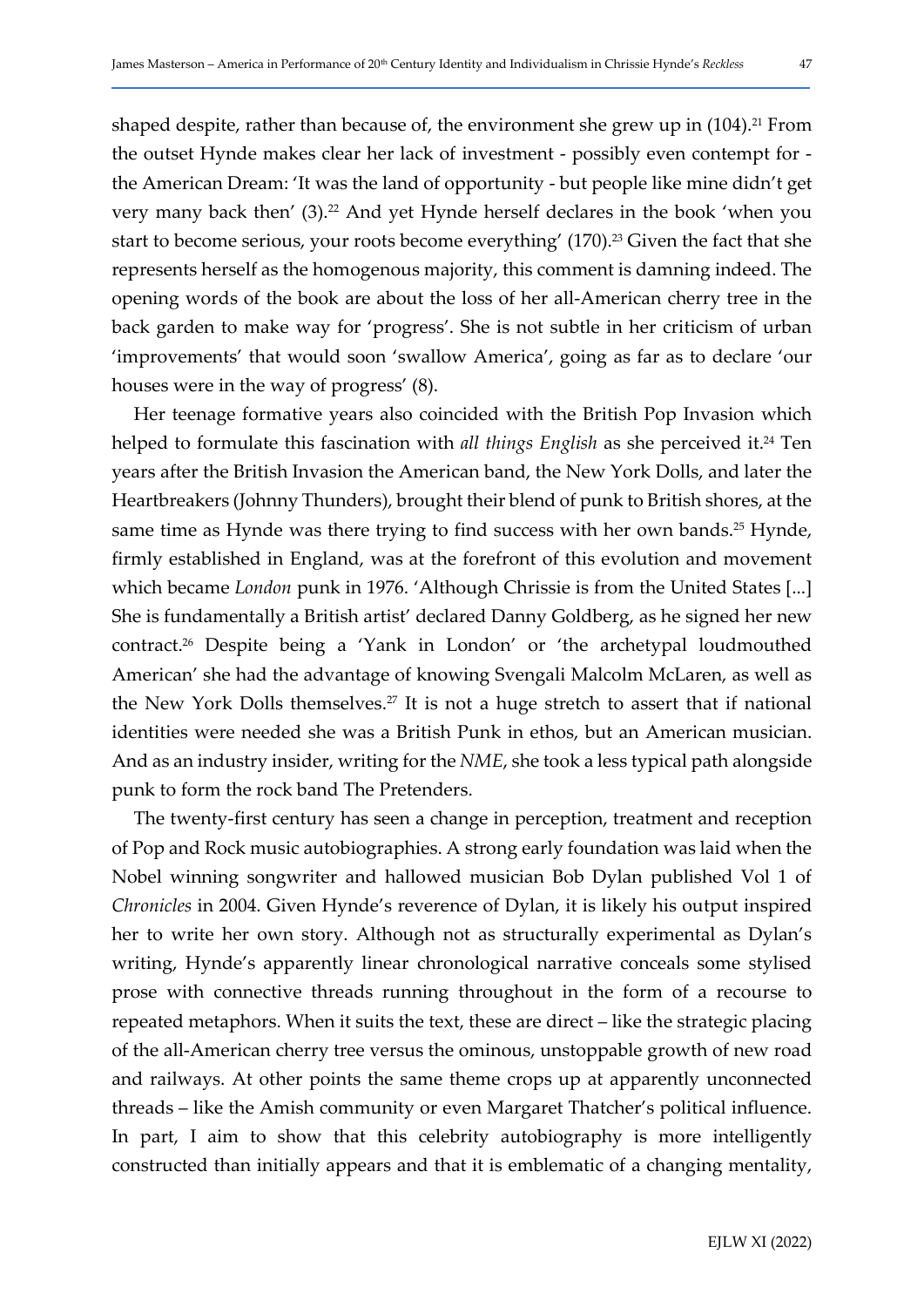shaped despite, rather than because of, the environment she grew up in (104).[21] From the outset Hynde makes clear her lack of investment - possibly even contempt for - the American Dream: 'It was the land of opportunity - but people like mine didn't get very many back then' (3).[22] And yet Hynde herself declares in the book 'when you start to become serious, your roots become everything' (170).[23] Given the fact that she represents herself as the homogenous majority, this comment is damning indeed. The opening words of the book are about the loss of her all-American cherry tree in the back garden to make way for 'progress'. She is not subtle in her criticism of urban 'improvements' that would soon 'swallow America', going as far as to declare 'our houses were in the way of progress' (8).

Her teenage formative years also coincided with the British Pop Invasion which helped to formulate this fascination with *all things English* as she perceived it.[24] Ten years after the British Invasion the American band, the New York Dolls, and later the Heartbreakers (Johnny Thunders), brought their blend of punk to British shores, at the same time as Hynde was there trying to find success with her own bands.[25] Hynde, firmly established in England, was at the forefront of this evolution and movement which became *London* punk in 1976. 'Although Chrissie is from the United States [...] She is fundamentally a British artist' declared Danny Goldberg, as he signed her new contract.[26] Despite being a 'Yank in London' or 'the archetypal loudmouthed American' she had the advantage of knowing Svengali Malcolm McLaren, as well as the New York Dolls themselves.[27] It is not a huge stretch to assert that if national identities were needed she was a British Punk in ethos, but an American musician. And as an industry insider, writing for the *NME*, she took a less typical path alongside punk to form the rock band The Pretenders.

The twenty-first century has seen a change in perception, treatment and reception of Pop and Rock music autobiographies. A strong early foundation was laid when the Nobel winning songwriter and hallowed musician Bob Dylan published Vol 1 of *Chronicles* in 2004. Given Hynde's reverence of Dylan, it is likely his output inspired her to write her own story. Although not as structurally experimental as Dylan's writing, Hynde's apparently linear chronological narrative conceals some stylised prose with connective threads running throughout in the form of a recourse to repeated metaphors. When it suits the text, these are direct – like the strategic placing of the all-American cherry tree versus the ominous, unstoppable growth of new road and railways. At other points the same theme crops up at apparently unconnected threads – like the Amish community or even Margaret Thatcher's political influence. In part, I aim to show that this celebrity autobiography is more intelligently constructed than initially appears and that it is emblematic of a changing mentality,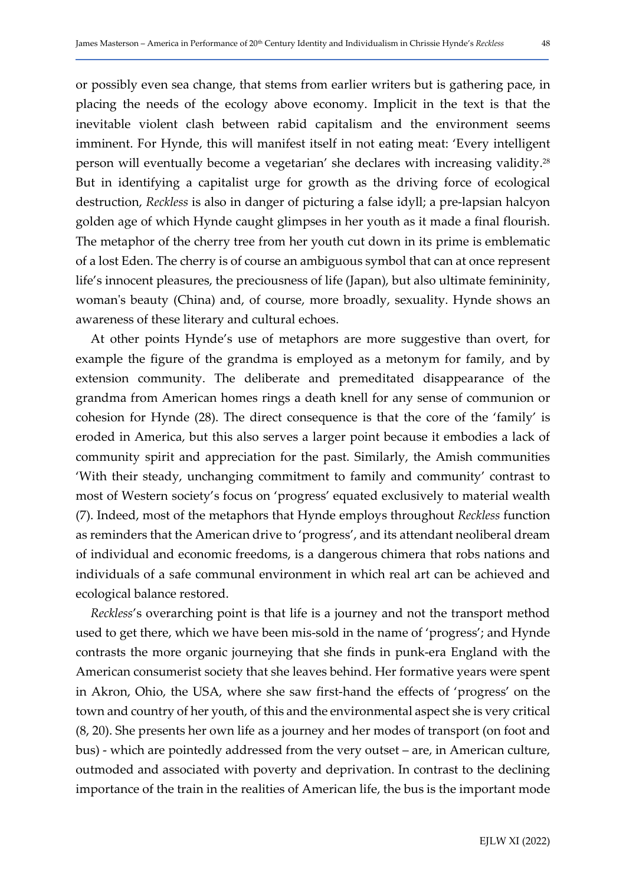or possibly even sea change, that stems from earlier writers but is gathering pace, in placing the needs of the ecology above economy. Implicit in the text is that the inevitable violent clash between rabid capitalism and the environment seems imminent. For Hynde, this will manifest itself in not eating meat: 'Every intelligent person will eventually become a vegetarian' she declares with increasing validity.[28] But in identifying a capitalist urge for growth as the driving force of ecological destruction, *Reckless* is also in danger of picturing a false idyll; a pre-lapsian halcyon golden age of which Hynde caught glimpses in her youth as it made a final flourish. The metaphor of the cherry tree from her youth cut down in its prime is emblematic of a lost Eden. The cherry is of course an ambiguous symbol that can at once represent life's innocent pleasures, the preciousness of life (Japan), but also ultimate femininity, woman's beauty (China) and, of course, more broadly, sexuality. Hynde shows an awareness of these literary and cultural echoes.

At other points Hynde's use of metaphors are more suggestive than overt, for example the figure of the grandma is employed as a metonym for family, and by extension community. The deliberate and premeditated disappearance of the grandma from American homes rings a death knell for any sense of communion or cohesion for Hynde (28). The direct consequence is that the core of the 'family' is eroded in America, but this also serves a larger point because it embodies a lack of community spirit and appreciation for the past. Similarly, the Amish communities 'With their steady, unchanging commitment to family and community' contrast to most of Western society's focus on 'progress' equated exclusively to material wealth (7). Indeed, most of the metaphors that Hynde employs throughout *Reckless* function as reminders that the American drive to 'progress', and its attendant neoliberal dream of individual and economic freedoms, is a dangerous chimera that robs nations and individuals of a safe communal environment in which real art can be achieved and ecological balance restored.

*Reckless*'s overarching point is that life is a journey and not the transport method used to get there, which we have been mis-sold in the name of 'progress'; and Hynde contrasts the more organic journeying that she finds in punk-era England with the American consumerist society that she leaves behind. Her formative years were spent in Akron, Ohio, the USA, where she saw first-hand the effects of 'progress' on the town and country of her youth, of this and the environmental aspect she is very critical (8, 20). She presents her own life as a journey and her modes of transport (on foot and bus) - which are pointedly addressed from the very outset – are, in American culture, outmoded and associated with poverty and deprivation. In contrast to the declining importance of the train in the realities of American life, the bus is the important mode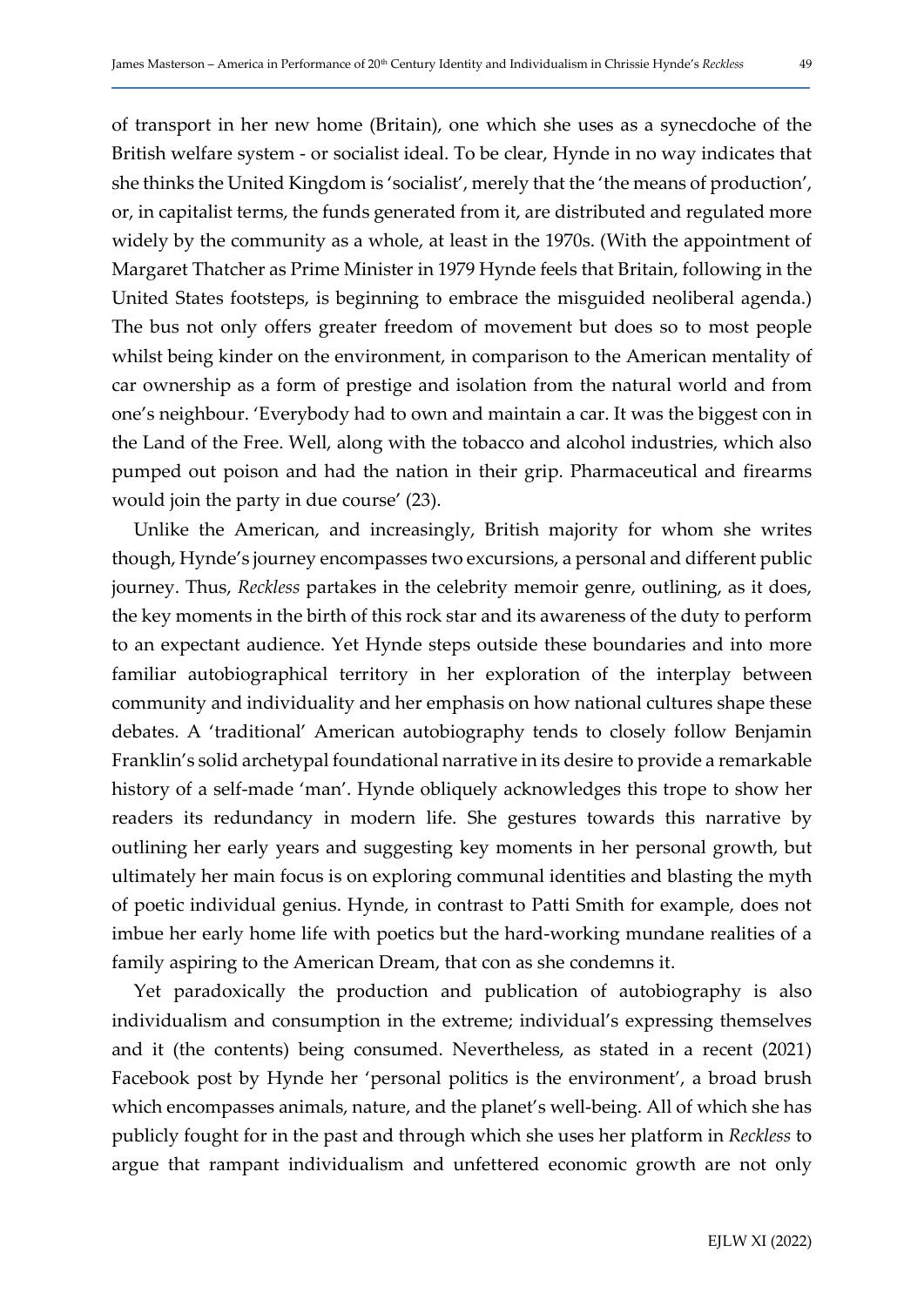of transport in her new home (Britain), one which she uses as a synecdoche of the British welfare system - or socialist ideal. To be clear, Hynde in no way indicates that she thinks the United Kingdom is 'socialist', merely that the 'the means of production', or, in capitalist terms, the funds generated from it, are distributed and regulated more widely by the community as a whole, at least in the 1970s. (With the appointment of Margaret Thatcher as Prime Minister in 1979 Hynde feels that Britain, following in the United States footsteps, is beginning to embrace the misguided neoliberal agenda.) The bus not only offers greater freedom of movement but does so to most people whilst being kinder on the environment, in comparison to the American mentality of car ownership as a form of prestige and isolation from the natural world and from one's neighbour. 'Everybody had to own and maintain a car. It was the biggest con in the Land of the Free. Well, along with the tobacco and alcohol industries, which also pumped out poison and had the nation in their grip. Pharmaceutical and firearms would join the party in due course' (23).

Unlike the American, and increasingly, British majority for whom she writes though, Hynde's journey encompasses two excursions, a personal and different public journey. Thus, *Reckless* partakes in the celebrity memoir genre, outlining, as it does, the key moments in the birth of this rock star and its awareness of the duty to perform to an expectant audience. Yet Hynde steps outside these boundaries and into more familiar autobiographical territory in her exploration of the interplay between community and individuality and her emphasis on how national cultures shape these debates. A 'traditional' American autobiography tends to closely follow Benjamin Franklin's solid archetypal foundational narrative in its desire to provide a remarkable history of a self-made 'man'. Hynde obliquely acknowledges this trope to show her readers its redundancy in modern life. She gestures towards this narrative by outlining her early years and suggesting key moments in her personal growth, but ultimately her main focus is on exploring communal identities and blasting the myth of poetic individual genius. Hynde, in contrast to Patti Smith for example, does not imbue her early home life with poetics but the hard-working mundane realities of a family aspiring to the American Dream, that con as she condemns it.

Yet paradoxically the production and publication of autobiography is also individualism and consumption in the extreme; individual's expressing themselves and it (the contents) being consumed. Nevertheless, as stated in a recent (2021) Facebook post by Hynde her 'personal politics is the environment', a broad brush which encompasses animals, nature, and the planet's well-being. All of which she has publicly fought for in the past and through which she uses her platform in *Reckless* to argue that rampant individualism and unfettered economic growth are not only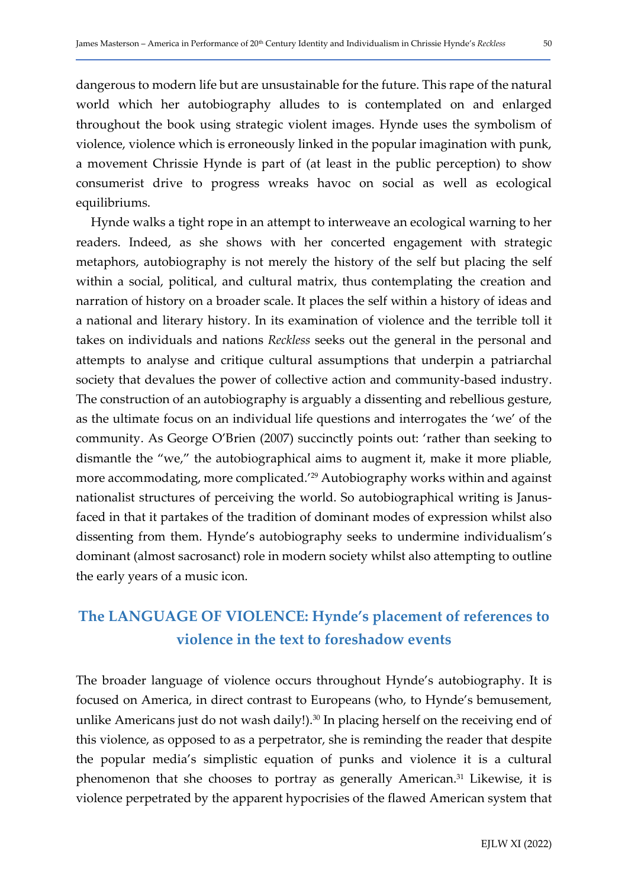dangerous to modern life but are unsustainable for the future. This rape of the natural world which her autobiography alludes to is contemplated on and enlarged throughout the book using strategic violent images. Hynde uses the symbolism of violence, violence which is erroneously linked in the popular imagination with punk, a movement Chrissie Hynde is part of (at least in the public perception) to show consumerist drive to progress wreaks havoc on social as well as ecological equilibriums.

Hynde walks a tight rope in an attempt to interweave an ecological warning to her readers. Indeed, as she shows with her concerted engagement with strategic metaphors, autobiography is not merely the history of the self but placing the self within a social, political, and cultural matrix, thus contemplating the creation and narration of history on a broader scale. It places the self within a history of ideas and a national and literary history. In its examination of violence and the terrible toll it takes on individuals and nations *Reckless* seeks out the general in the personal and attempts to analyse and critique cultural assumptions that underpin a patriarchal society that devalues the power of collective action and community-based industry. The construction of an autobiography is arguably a dissenting and rebellious gesture, as the ultimate focus on an individual life questions and interrogates the 'we' of the community. As George O'Brien (2007) succinctly points out: 'rather than seeking to dismantle the "we," the autobiographical aims to augment it, make it more pliable, more accommodating, more complicated.'[29] Autobiography works within and against nationalist structures of perceiving the world. So autobiographical writing is Janus-faced in that it partakes of the tradition of dominant modes of expression whilst also dissenting from them. Hynde's autobiography seeks to undermine individualism's dominant (almost sacrosanct) role in modern society whilst also attempting to outline the early years of a music icon.

## The LANGUAGE OF VIOLENCE: Hynde's placement of references to violence in the text to foreshadow events

The broader language of violence occurs throughout Hynde's autobiography. It is focused on America, in direct contrast to Europeans (who, to Hynde's bemusement, unlike Americans just do not wash daily!).[30] In placing herself on the receiving end of this violence, as opposed to as a perpetrator, she is reminding the reader that despite the popular media's simplistic equation of punks and violence it is a cultural phenomenon that she chooses to portray as generally American.[31] Likewise, it is violence perpetrated by the apparent hypocrisies of the flawed American system that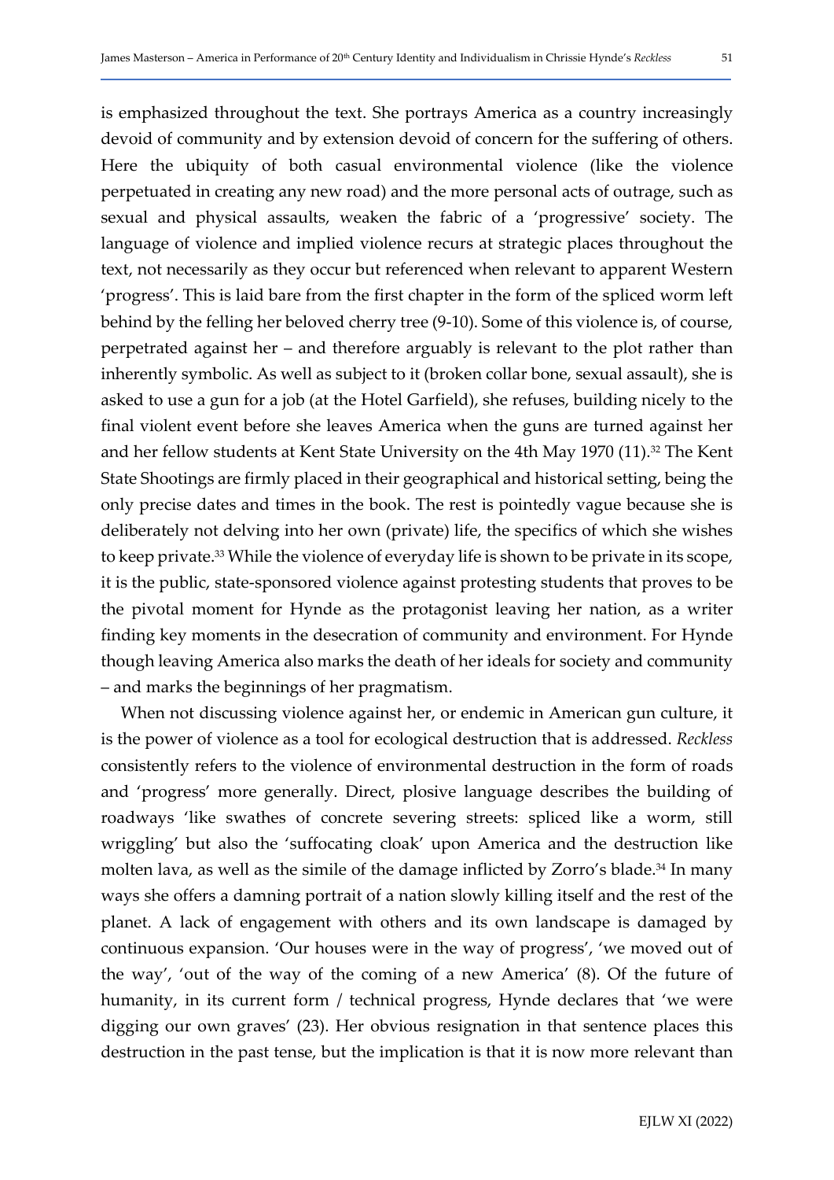is emphasized throughout the text. She portrays America as a country increasingly devoid of community and by extension devoid of concern for the suffering of others. Here the ubiquity of both casual environmental violence (like the violence perpetuated in creating any new road) and the more personal acts of outrage, such as sexual and physical assaults, weaken the fabric of a 'progressive' society. The language of violence and implied violence recurs at strategic places throughout the text, not necessarily as they occur but referenced when relevant to apparent Western 'progress'. This is laid bare from the first chapter in the form of the spliced worm left behind by the felling her beloved cherry tree (9-10). Some of this violence is, of course, perpetrated against her – and therefore arguably is relevant to the plot rather than inherently symbolic. As well as subject to it (broken collar bone, sexual assault), she is asked to use a gun for a job (at the Hotel Garfield), she refuses, building nicely to the final violent event before she leaves America when the guns are turned against her and her fellow students at Kent State University on the 4th May 1970 (11).[32] The Kent State Shootings are firmly placed in their geographical and historical setting, being the only precise dates and times in the book. The rest is pointedly vague because she is deliberately not delving into her own (private) life, the specifics of which she wishes to keep private.[33] While the violence of everyday life is shown to be private in its scope, it is the public, state-sponsored violence against protesting students that proves to be the pivotal moment for Hynde as the protagonist leaving her nation, as a writer finding key moments in the desecration of community and environment. For Hynde though leaving America also marks the death of her ideals for society and community – and marks the beginnings of her pragmatism.

When not discussing violence against her, or endemic in American gun culture, it is the power of violence as a tool for ecological destruction that is addressed. *Reckless* consistently refers to the violence of environmental destruction in the form of roads and 'progress' more generally. Direct, plosive language describes the building of roadways 'like swathes of concrete severing streets: spliced like a worm, still wriggling' but also the 'suffocating cloak' upon America and the destruction like molten lava, as well as the simile of the damage inflicted by Zorro's blade.[34] In many ways she offers a damning portrait of a nation slowly killing itself and the rest of the planet. A lack of engagement with others and its own landscape is damaged by continuous expansion. 'Our houses were in the way of progress', 'we moved out of the way', 'out of the way of the coming of a new America' (8). Of the future of humanity, in its current form / technical progress, Hynde declares that 'we were digging our own graves' (23). Her obvious resignation in that sentence places this destruction in the past tense, but the implication is that it is now more relevant than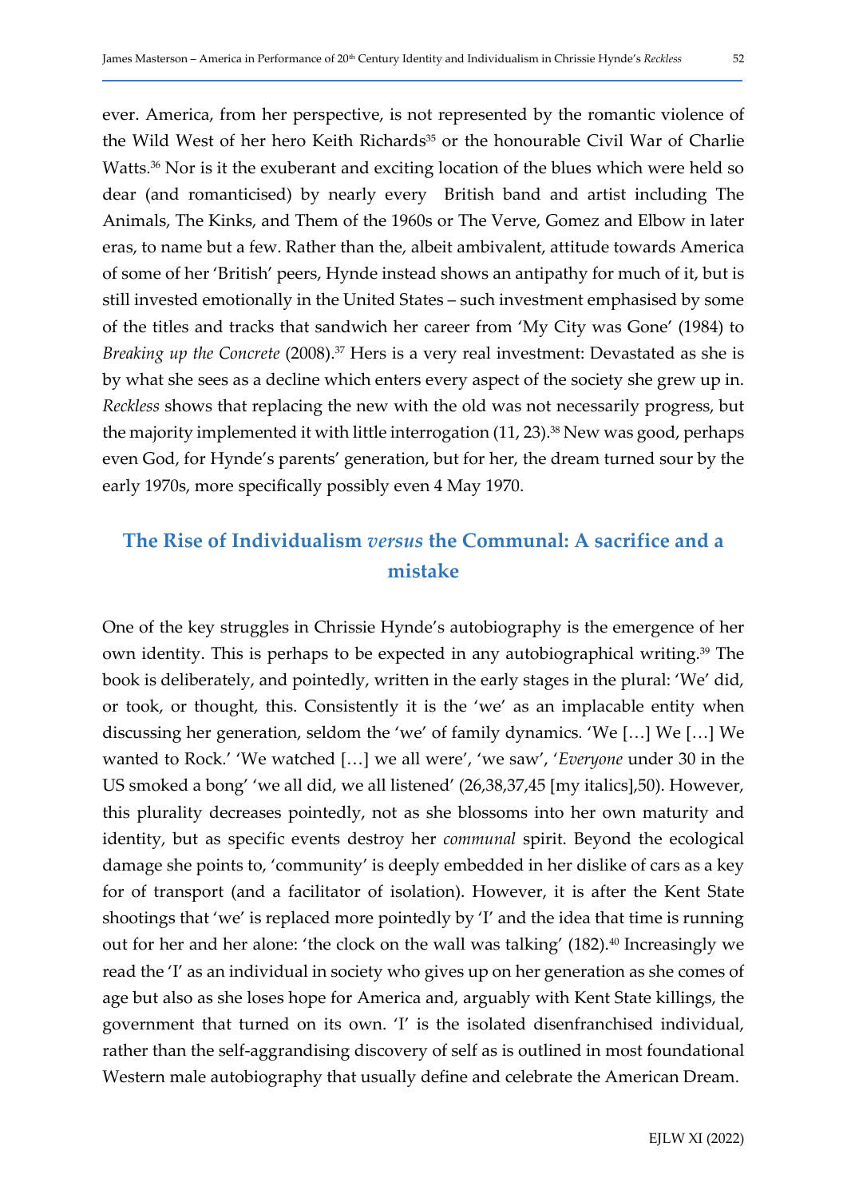ever. America, from her perspective, is not represented by the romantic violence of the Wild West of her hero Keith Richards[35] or the honourable Civil War of Charlie Watts.[36] Nor is it the exuberant and exciting location of the blues which were held so dear (and romanticised) by nearly every British band and artist including The Animals, The Kinks, and Them of the 1960s or The Verve, Gomez and Elbow in later eras, to name but a few. Rather than the, albeit ambivalent, attitude towards America of some of her 'British' peers, Hynde instead shows an antipathy for much of it, but is still invested emotionally in the United States – such investment emphasised by some of the titles and tracks that sandwich her career from 'My City was Gone' (1984) to *Breaking up the Concrete* (2008).[37] Hers is a very real investment: Devastated as she is by what she sees as a decline which enters every aspect of the society she grew up in. *Reckless* shows that replacing the new with the old was not necessarily progress, but the majority implemented it with little interrogation (11, 23).[38] New was good, perhaps even God, for Hynde's parents' generation, but for her, the dream turned sour by the early 1970s, more specifically possibly even 4 May 1970.

## The Rise of Individualism *versus* the Communal: A sacrifice and a mistake

One of the key struggles in Chrissie Hynde's autobiography is the emergence of her own identity. This is perhaps to be expected in any autobiographical writing.[39] The book is deliberately, and pointedly, written in the early stages in the plural: 'We' did, or took, or thought, this. Consistently it is the 'we' as an implacable entity when discussing her generation, seldom the 'we' of family dynamics. 'We […] We […] We wanted to Rock.' 'We watched […] we all were', 'we saw', '*Everyone* under 30 in the US smoked a bong' 'we all did, we all listened' (26,38,37,45 [my italics],50). However, this plurality decreases pointedly, not as she blossoms into her own maturity and identity, but as specific events destroy her *communal* spirit. Beyond the ecological damage she points to, 'community' is deeply embedded in her dislike of cars as a key for of transport (and a facilitator of isolation). However, it is after the Kent State shootings that 'we' is replaced more pointedly by 'I' and the idea that time is running out for her and her alone: 'the clock on the wall was talking' (182).[40] Increasingly we read the 'I' as an individual in society who gives up on her generation as she comes of age but also as she loses hope for America and, arguably with Kent State killings, the government that turned on its own. 'I' is the isolated disenfranchised individual, rather than the self-aggrandising discovery of self as is outlined in most foundational Western male autobiography that usually define and celebrate the American Dream.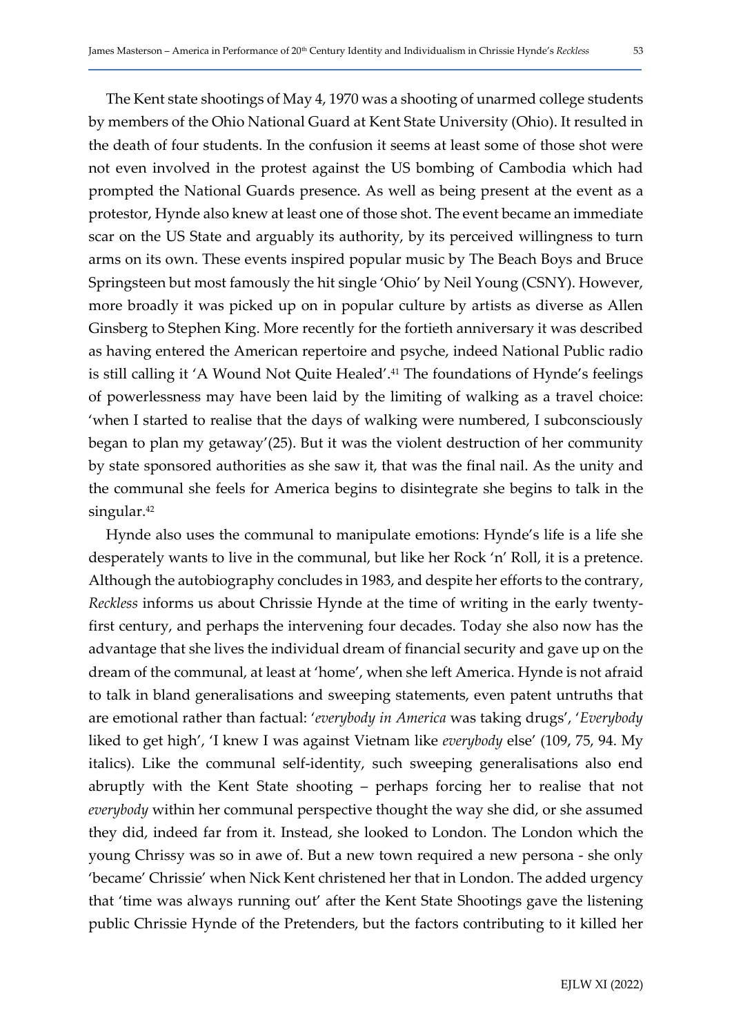The Kent state shootings of May 4, 1970 was a shooting of unarmed college students by members of the Ohio National Guard at Kent State University (Ohio). It resulted in the death of four students. In the confusion it seems at least some of those shot were not even involved in the protest against the US bombing of Cambodia which had prompted the National Guards presence. As well as being present at the event as a protestor, Hynde also knew at least one of those shot. The event became an immediate scar on the US State and arguably its authority, by its perceived willingness to turn arms on its own. These events inspired popular music by The Beach Boys and Bruce Springsteen but most famously the hit single 'Ohio' by Neil Young (CSNY). However, more broadly it was picked up on in popular culture by artists as diverse as Allen Ginsberg to Stephen King. More recently for the fortieth anniversary it was described as having entered the American repertoire and psyche, indeed National Public radio is still calling it 'A Wound Not Quite Healed'.[41] The foundations of Hynde's feelings of powerlessness may have been laid by the limiting of walking as a travel choice: 'when I started to realise that the days of walking were numbered, I subconsciously began to plan my getaway'(25). But it was the violent destruction of her community by state sponsored authorities as she saw it, that was the final nail. As the unity and the communal she feels for America begins to disintegrate she begins to talk in the singular.[42]

Hynde also uses the communal to manipulate emotions: Hynde's life is a life she desperately wants to live in the communal, but like her Rock 'n' Roll, it is a pretence. Although the autobiography concludes in 1983, and despite her efforts to the contrary, *Reckless* informs us about Chrissie Hynde at the time of writing in the early twenty-first century, and perhaps the intervening four decades. Today she also now has the advantage that she lives the individual dream of financial security and gave up on the dream of the communal, at least at 'home', when she left America. Hynde is not afraid to talk in bland generalisations and sweeping statements, even patent untruths that are emotional rather than factual: '*everybody in America* was taking drugs', '*Everybody* liked to get high', 'I knew I was against Vietnam like *everybody* else' (109, 75, 94. My italics). Like the communal self-identity, such sweeping generalisations also end abruptly with the Kent State shooting – perhaps forcing her to realise that not *everybody* within her communal perspective thought the way she did, or she assumed they did, indeed far from it. Instead, she looked to London. The London which the young Chrissy was so in awe of. But a new town required a new persona - she only 'became' Chrissie' when Nick Kent christened her that in London. The added urgency that 'time was always running out' after the Kent State Shootings gave the listening public Chrissie Hynde of the Pretenders, but the factors contributing to it killed her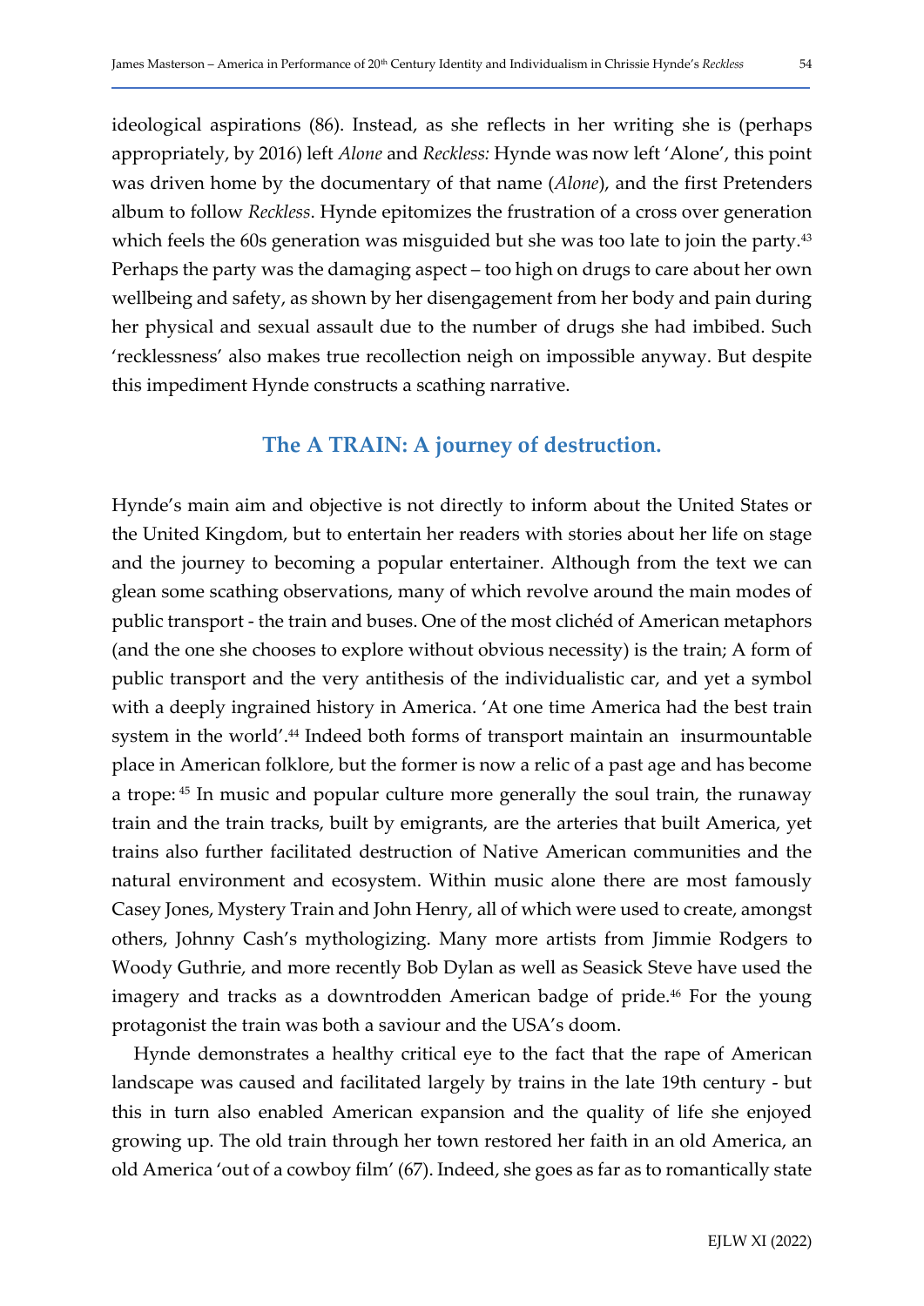ideological aspirations (86). Instead, as she reflects in her writing she is (perhaps appropriately, by 2016) left *Alone* and *Reckless:* Hynde was now left 'Alone', this point was driven home by the documentary of that name (*Alone*), and the first Pretenders album to follow *Reckless*. Hynde epitomizes the frustration of a cross over generation which feels the 60s generation was misguided but she was too late to join the party.[43] Perhaps the party was the damaging aspect – too high on drugs to care about her own wellbeing and safety, as shown by her disengagement from her body and pain during her physical and sexual assault due to the number of drugs she had imbibed. Such 'recklessness' also makes true recollection neigh on impossible anyway. But despite this impediment Hynde constructs a scathing narrative.

## The A TRAIN: A journey of destruction.

Hynde's main aim and objective is not directly to inform about the United States or the United Kingdom, but to entertain her readers with stories about her life on stage and the journey to becoming a popular entertainer. Although from the text we can glean some scathing observations, many of which revolve around the main modes of public transport - the train and buses. One of the most clichéd of American metaphors (and the one she chooses to explore without obvious necessity) is the train; A form of public transport and the very antithesis of the individualistic car, and yet a symbol with a deeply ingrained history in America. 'At one time America had the best train system in the world'.[44] Indeed both forms of transport maintain an insurmountable place in American folklore, but the former is now a relic of a past age and has become a trope: [45] In music and popular culture more generally the soul train, the runaway train and the train tracks, built by emigrants, are the arteries that built America, yet trains also further facilitated destruction of Native American communities and the natural environment and ecosystem. Within music alone there are most famously Casey Jones, Mystery Train and John Henry, all of which were used to create, amongst others, Johnny Cash's mythologizing. Many more artists from Jimmie Rodgers to Woody Guthrie, and more recently Bob Dylan as well as Seasick Steve have used the imagery and tracks as a downtrodden American badge of pride.[46] For the young protagonist the train was both a saviour and the USA's doom.

Hynde demonstrates a healthy critical eye to the fact that the rape of American landscape was caused and facilitated largely by trains in the late 19th century - but this in turn also enabled American expansion and the quality of life she enjoyed growing up. The old train through her town restored her faith in an old America, an old America 'out of a cowboy film' (67). Indeed, she goes as far as to romantically state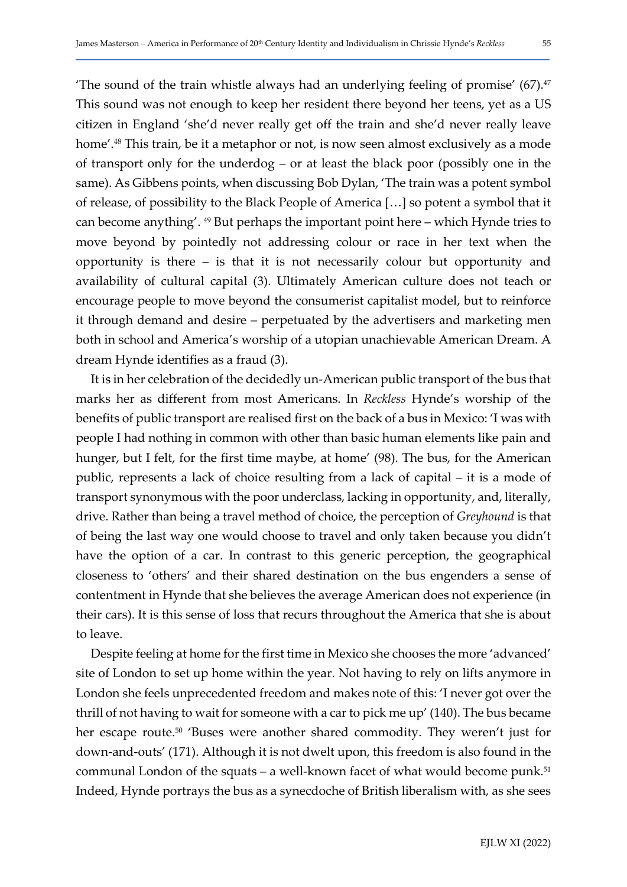'The sound of the train whistle always had an underlying feeling of promise' (67).[47] This sound was not enough to keep her resident there beyond her teens, yet as a US citizen in England 'she'd never really get off the train and she'd never really leave home'.[48] This train, be it a metaphor or not, is now seen almost exclusively as a mode of transport only for the underdog – or at least the black poor (possibly one in the same). As Gibbens points, when discussing Bob Dylan, 'The train was a potent symbol of release, of possibility to the Black People of America […] so potent a symbol that it can become anything'. [49] But perhaps the important point here – which Hynde tries to move beyond by pointedly not addressing colour or race in her text when the opportunity is there – is that it is not necessarily colour but opportunity and availability of cultural capital (3). Ultimately American culture does not teach or encourage people to move beyond the consumerist capitalist model, but to reinforce it through demand and desire – perpetuated by the advertisers and marketing men both in school and America's worship of a utopian unachievable American Dream. A dream Hynde identifies as a fraud (3).

It is in her celebration of the decidedly un-American public transport of the bus that marks her as different from most Americans. In *Reckless* Hynde's worship of the benefits of public transport are realised first on the back of a bus in Mexico: 'I was with people I had nothing in common with other than basic human elements like pain and hunger, but I felt, for the first time maybe, at home' (98). The bus, for the American public, represents a lack of choice resulting from a lack of capital – it is a mode of transport synonymous with the poor underclass, lacking in opportunity, and, literally, drive. Rather than being a travel method of choice, the perception of *Greyhound* is that of being the last way one would choose to travel and only taken because you didn't have the option of a car. In contrast to this generic perception, the geographical closeness to 'others' and their shared destination on the bus engenders a sense of contentment in Hynde that she believes the average American does not experience (in their cars). It is this sense of loss that recurs throughout the America that she is about to leave.

Despite feeling at home for the first time in Mexico she chooses the more 'advanced' site of London to set up home within the year. Not having to rely on lifts anymore in London she feels unprecedented freedom and makes note of this: 'I never got over the thrill of not having to wait for someone with a car to pick me up' (140). The bus became her escape route.[50] 'Buses were another shared commodity. They weren't just for down-and-outs' (171). Although it is not dwelt upon, this freedom is also found in the communal London of the squats – a well-known facet of what would become punk.[51] Indeed, Hynde portrays the bus as a synecdoche of British liberalism with, as she sees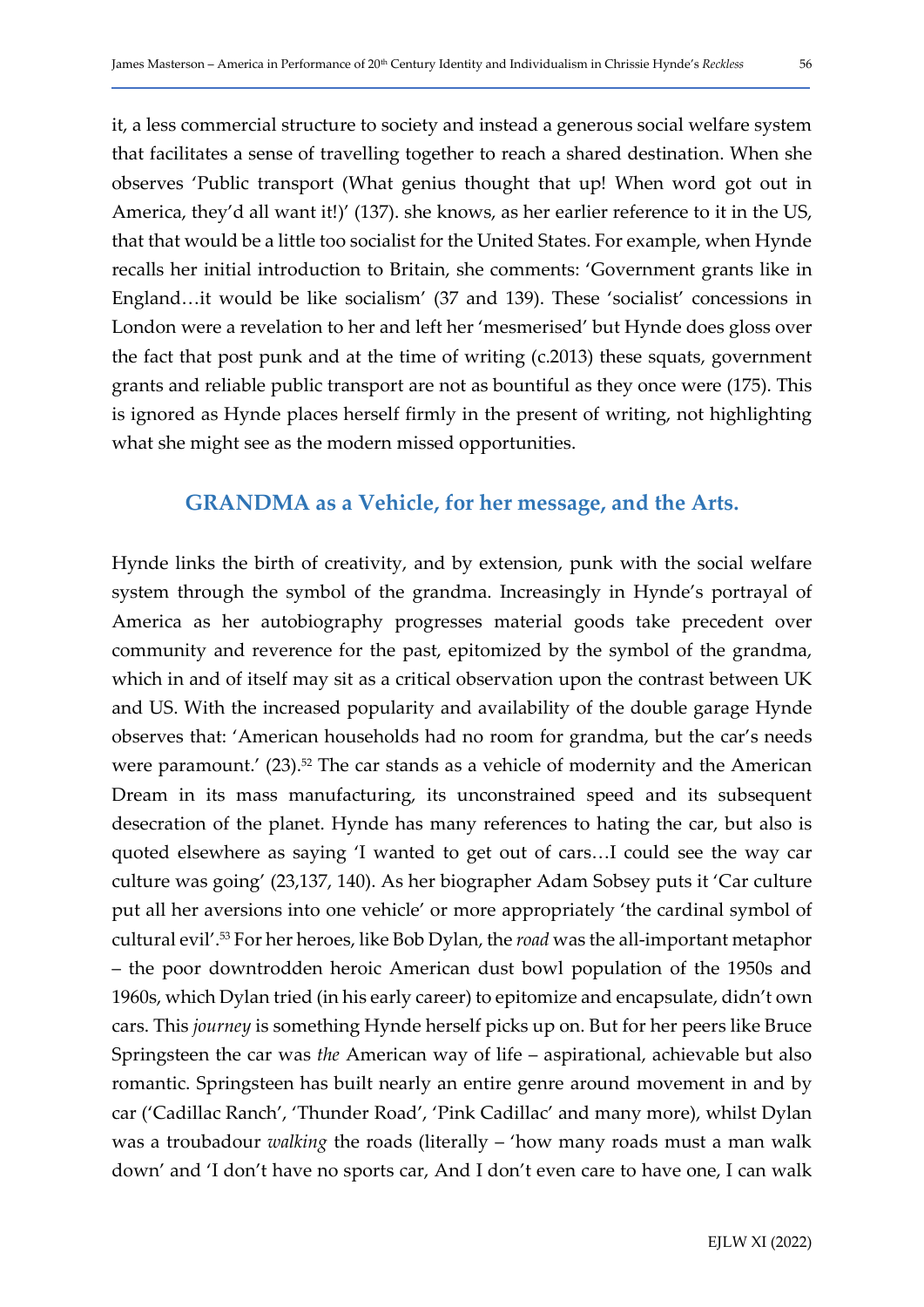it, a less commercial structure to society and instead a generous social welfare system that facilitates a sense of travelling together to reach a shared destination. When she observes 'Public transport (What genius thought that up! When word got out in America, they'd all want it!)' (137). she knows, as her earlier reference to it in the US, that that would be a little too socialist for the United States. For example, when Hynde recalls her initial introduction to Britain, she comments: 'Government grants like in England…it would be like socialism' (37 and 139). These 'socialist' concessions in London were a revelation to her and left her 'mesmerised' but Hynde does gloss over the fact that post punk and at the time of writing (c.2013) these squats, government grants and reliable public transport are not as bountiful as they once were (175). This is ignored as Hynde places herself firmly in the present of writing, not highlighting what she might see as the modern missed opportunities.

## GRANDMA as a Vehicle, for her message, and the Arts.

Hynde links the birth of creativity, and by extension, punk with the social welfare system through the symbol of the grandma. Increasingly in Hynde's portrayal of America as her autobiography progresses material goods take precedent over community and reverence for the past, epitomized by the symbol of the grandma, which in and of itself may sit as a critical observation upon the contrast between UK and US. With the increased popularity and availability of the double garage Hynde observes that: 'American households had no room for grandma, but the car's needs were paramount.' (23).[52] The car stands as a vehicle of modernity and the American Dream in its mass manufacturing, its unconstrained speed and its subsequent desecration of the planet. Hynde has many references to hating the car, but also is quoted elsewhere as saying 'I wanted to get out of cars…I could see the way car culture was going' (23,137, 140). As her biographer Adam Sobsey puts it 'Car culture put all her aversions into one vehicle' or more appropriately 'the cardinal symbol of cultural evil'.[53] For her heroes, like Bob Dylan, the *road* was the all-important metaphor – the poor downtrodden heroic American dust bowl population of the 1950s and 1960s, which Dylan tried (in his early career) to epitomize and encapsulate, didn't own cars. This *journey* is something Hynde herself picks up on. But for her peers like Bruce Springsteen the car was *the* American way of life – aspirational, achievable but also romantic. Springsteen has built nearly an entire genre around movement in and by car ('Cadillac Ranch', 'Thunder Road', 'Pink Cadillac' and many more), whilst Dylan was a troubadour *walking* the roads (literally – 'how many roads must a man walk down' and 'I don't have no sports car, And I don't even care to have one, I can walk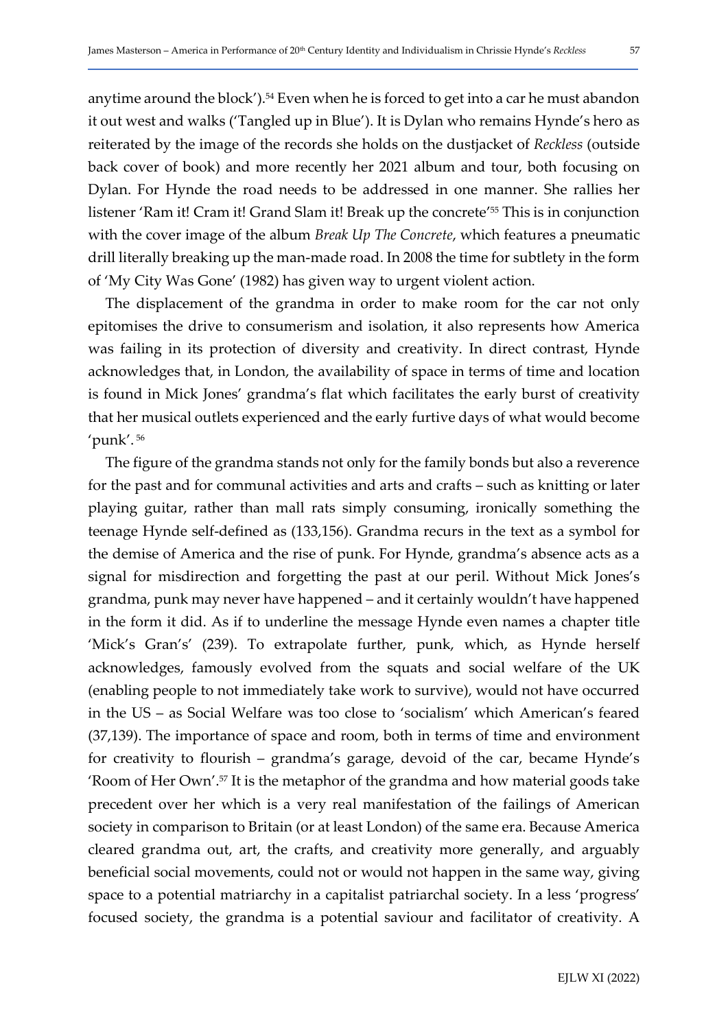anytime around the block').[54] Even when he is forced to get into a car he must abandon it out west and walks ('Tangled up in Blue'). It is Dylan who remains Hynde's hero as reiterated by the image of the records she holds on the dustjacket of *Reckless* (outside back cover of book) and more recently her 2021 album and tour, both focusing on Dylan. For Hynde the road needs to be addressed in one manner. She rallies her listener 'Ram it! Cram it! Grand Slam it! Break up the concrete'[55] This is in conjunction with the cover image of the album *Break Up The Concrete*, which features a pneumatic drill literally breaking up the man-made road. In 2008 the time for subtlety in the form of 'My City Was Gone' (1982) has given way to urgent violent action.

The displacement of the grandma in order to make room for the car not only epitomises the drive to consumerism and isolation, it also represents how America was failing in its protection of diversity and creativity. In direct contrast, Hynde acknowledges that, in London, the availability of space in terms of time and location is found in Mick Jones' grandma's flat which facilitates the early burst of creativity that her musical outlets experienced and the early furtive days of what would become 'punk'. [56]

The figure of the grandma stands not only for the family bonds but also a reverence for the past and for communal activities and arts and crafts – such as knitting or later playing guitar, rather than mall rats simply consuming, ironically something the teenage Hynde self-defined as (133,156). Grandma recurs in the text as a symbol for the demise of America and the rise of punk. For Hynde, grandma's absence acts as a signal for misdirection and forgetting the past at our peril. Without Mick Jones's grandma, punk may never have happened – and it certainly wouldn't have happened in the form it did. As if to underline the message Hynde even names a chapter title 'Mick's Gran's' (239). To extrapolate further, punk, which, as Hynde herself acknowledges, famously evolved from the squats and social welfare of the UK (enabling people to not immediately take work to survive), would not have occurred in the US – as Social Welfare was too close to 'socialism' which American's feared (37,139). The importance of space and room, both in terms of time and environment for creativity to flourish – grandma's garage, devoid of the car, became Hynde's 'Room of Her Own'.[57] It is the metaphor of the grandma and how material goods take precedent over her which is a very real manifestation of the failings of American society in comparison to Britain (or at least London) of the same era. Because America cleared grandma out, art, the crafts, and creativity more generally, and arguably beneficial social movements, could not or would not happen in the same way, giving space to a potential matriarchy in a capitalist patriarchal society. In a less 'progress' focused society, the grandma is a potential saviour and facilitator of creativity. A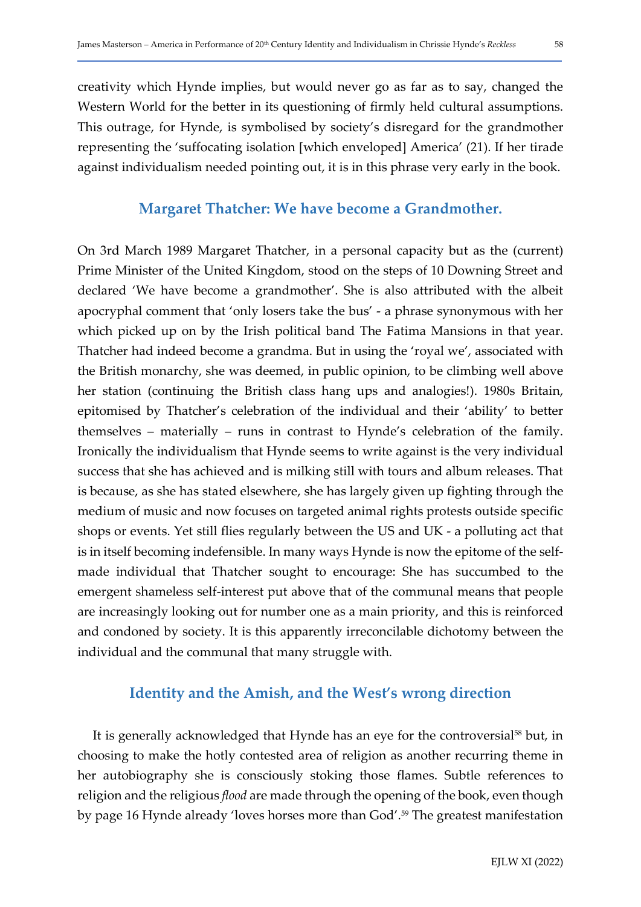creativity which Hynde implies, but would never go as far as to say, changed the Western World for the better in its questioning of firmly held cultural assumptions. This outrage, for Hynde, is symbolised by society's disregard for the grandmother representing the 'suffocating isolation [which enveloped] America' (21). If her tirade against individualism needed pointing out, it is in this phrase very early in the book.

## Margaret Thatcher: We have become a Grandmother.

On 3rd March 1989 Margaret Thatcher, in a personal capacity but as the (current) Prime Minister of the United Kingdom, stood on the steps of 10 Downing Street and declared 'We have become a grandmother'. She is also attributed with the albeit apocryphal comment that 'only losers take the bus' - a phrase synonymous with her which picked up on by the Irish political band The Fatima Mansions in that year. Thatcher had indeed become a grandma. But in using the 'royal we', associated with the British monarchy, she was deemed, in public opinion, to be climbing well above her station (continuing the British class hang ups and analogies!). 1980s Britain, epitomised by Thatcher's celebration of the individual and their 'ability' to better themselves – materially – runs in contrast to Hynde's celebration of the family. Ironically the individualism that Hynde seems to write against is the very individual success that she has achieved and is milking still with tours and album releases. That is because, as she has stated elsewhere, she has largely given up fighting through the medium of music and now focuses on targeted animal rights protests outside specific shops or events. Yet still flies regularly between the US and UK - a polluting act that is in itself becoming indefensible. In many ways Hynde is now the epitome of the self-made individual that Thatcher sought to encourage: She has succumbed to the emergent shameless self-interest put above that of the communal means that people are increasingly looking out for number one as a main priority, and this is reinforced and condoned by society. It is this apparently irreconcilable dichotomy between the individual and the communal that many struggle with.

## Identity and the Amish, and the West's wrong direction

It is generally acknowledged that Hynde has an eye for the controversial[58] but, in choosing to make the hotly contested area of religion as another recurring theme in her autobiography she is consciously stoking those flames. Subtle references to religion and the religious *flood* are made through the opening of the book, even though by page 16 Hynde already 'loves horses more than God'.[59] The greatest manifestation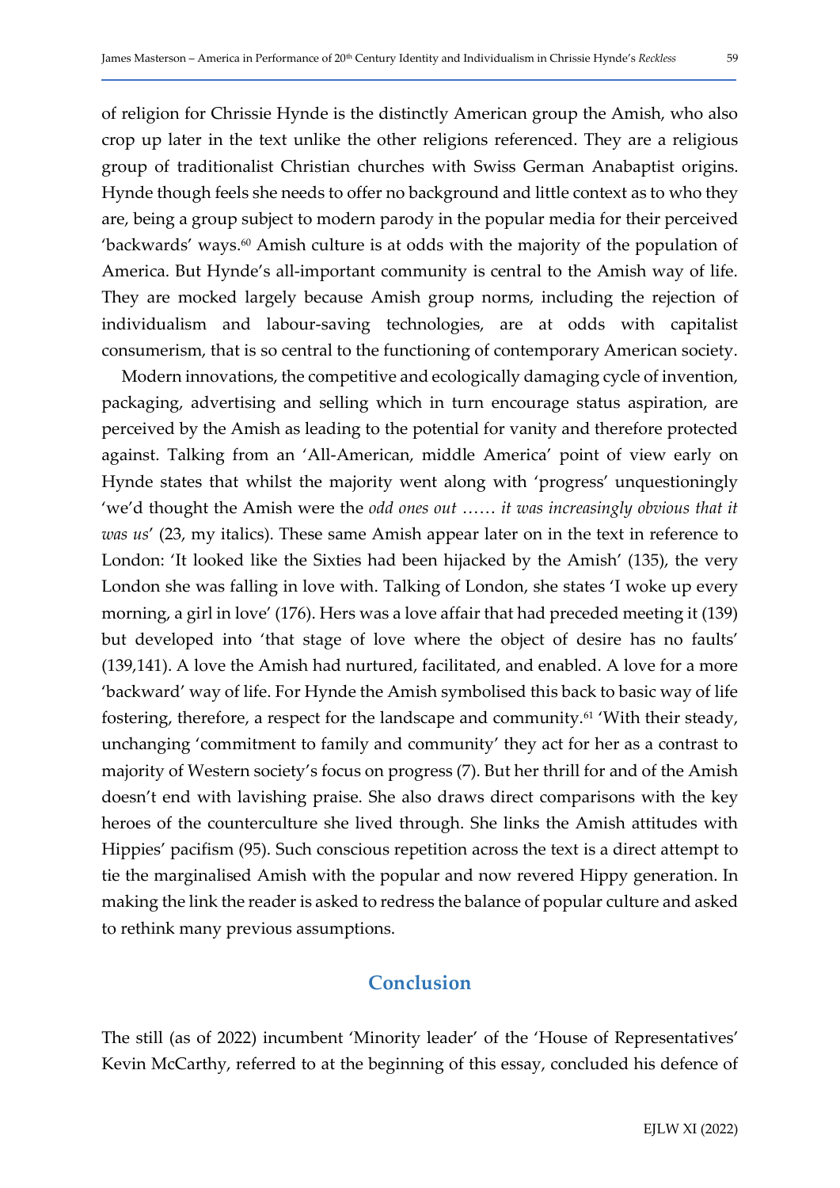of religion for Chrissie Hynde is the distinctly American group the Amish, who also crop up later in the text unlike the other religions referenced. They are a religious group of traditionalist Christian churches with Swiss German Anabaptist origins. Hynde though feels she needs to offer no background and little context as to who they are, being a group subject to modern parody in the popular media for their perceived 'backwards' ways.[60] Amish culture is at odds with the majority of the population of America. But Hynde's all-important community is central to the Amish way of life. They are mocked largely because Amish group norms, including the rejection of individualism and labour-saving technologies, are at odds with capitalist consumerism, that is so central to the functioning of contemporary American society.

Modern innovations, the competitive and ecologically damaging cycle of invention, packaging, advertising and selling which in turn encourage status aspiration, are perceived by the Amish as leading to the potential for vanity and therefore protected against. Talking from an 'All-American, middle America' point of view early on Hynde states that whilst the majority went along with 'progress' unquestioningly 'we'd thought the Amish were the *odd ones out* …… *it was increasingly obvious that it was us*' (23, my italics). These same Amish appear later on in the text in reference to London: 'It looked like the Sixties had been hijacked by the Amish' (135), the very London she was falling in love with. Talking of London, she states 'I woke up every morning, a girl in love' (176). Hers was a love affair that had preceded meeting it (139) but developed into 'that stage of love where the object of desire has no faults' (139,141). A love the Amish had nurtured, facilitated, and enabled. A love for a more 'backward' way of life. For Hynde the Amish symbolised this back to basic way of life fostering, therefore, a respect for the landscape and community.[61] 'With their steady, unchanging 'commitment to family and community' they act for her as a contrast to majority of Western society's focus on progress (7). But her thrill for and of the Amish doesn't end with lavishing praise. She also draws direct comparisons with the key heroes of the counterculture she lived through. She links the Amish attitudes with Hippies' pacifism (95). Such conscious repetition across the text is a direct attempt to tie the marginalised Amish with the popular and now revered Hippy generation. In making the link the reader is asked to redress the balance of popular culture and asked to rethink many previous assumptions.

## Conclusion

The still (as of 2022) incumbent 'Minority leader' of the 'House of Representatives' Kevin McCarthy, referred to at the beginning of this essay, concluded his defence of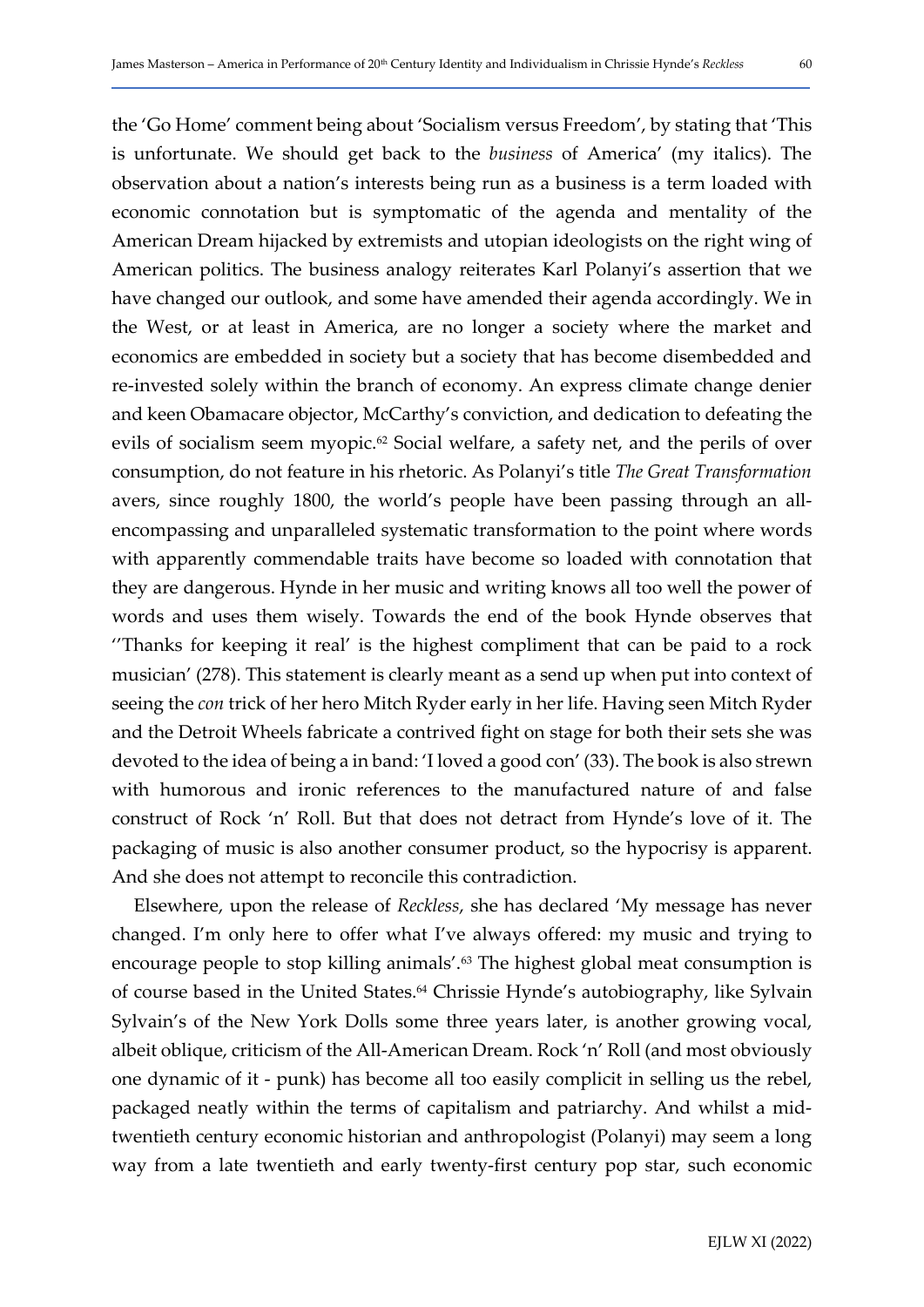the 'Go Home' comment being about 'Socialism versus Freedom', by stating that 'This is unfortunate. We should get back to the *business* of America' (my italics). The observation about a nation's interests being run as a business is a term loaded with economic connotation but is symptomatic of the agenda and mentality of the American Dream hijacked by extremists and utopian ideologists on the right wing of American politics. The business analogy reiterates Karl Polanyi's assertion that we have changed our outlook, and some have amended their agenda accordingly. We in the West, or at least in America, are no longer a society where the market and economics are embedded in society but a society that has become disembedded and re-invested solely within the branch of economy. An express climate change denier and keen Obamacare objector, McCarthy's conviction, and dedication to defeating the evils of socialism seem myopic.[62] Social welfare, a safety net, and the perils of over consumption, do not feature in his rhetoric. As Polanyi's title *The Great Transformation* avers, since roughly 1800, the world's people have been passing through an all-encompassing and unparalleled systematic transformation to the point where words with apparently commendable traits have become so loaded with connotation that they are dangerous. Hynde in her music and writing knows all too well the power of words and uses them wisely. Towards the end of the book Hynde observes that ''Thanks for keeping it real' is the highest compliment that can be paid to a rock musician' (278). This statement is clearly meant as a send up when put into context of seeing the *con* trick of her hero Mitch Ryder early in her life. Having seen Mitch Ryder and the Detroit Wheels fabricate a contrived fight on stage for both their sets she was devoted to the idea of being a in band: 'I loved a good con' (33). The book is also strewn with humorous and ironic references to the manufactured nature of and false construct of Rock 'n' Roll. But that does not detract from Hynde's love of it. The packaging of music is also another consumer product, so the hypocrisy is apparent. And she does not attempt to reconcile this contradiction.

Elsewhere, upon the release of *Reckless*, she has declared 'My message has never changed. I'm only here to offer what I've always offered: my music and trying to encourage people to stop killing animals'.[63] The highest global meat consumption is of course based in the United States.[64] Chrissie Hynde's autobiography, like Sylvain Sylvain's of the New York Dolls some three years later, is another growing vocal, albeit oblique, criticism of the All-American Dream. Rock 'n' Roll (and most obviously one dynamic of it - punk) has become all too easily complicit in selling us the rebel, packaged neatly within the terms of capitalism and patriarchy. And whilst a mid-twentieth century economic historian and anthropologist (Polanyi) may seem a long way from a late twentieth and early twenty-first century pop star, such economic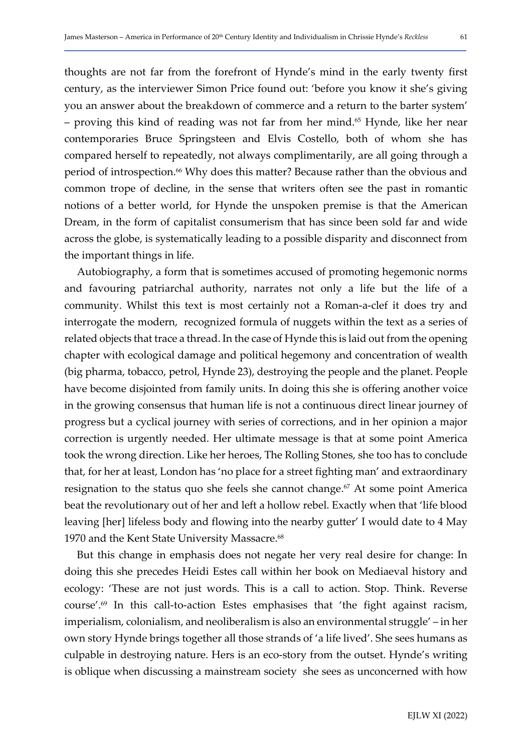thoughts are not far from the forefront of Hynde's mind in the early twenty first century, as the interviewer Simon Price found out: 'before you know it she's giving you an answer about the breakdown of commerce and a return to the barter system' – proving this kind of reading was not far from her mind.[65] Hynde, like her near contemporaries Bruce Springsteen and Elvis Costello, both of whom she has compared herself to repeatedly, not always complimentarily, are all going through a period of introspection.[66] Why does this matter? Because rather than the obvious and common trope of decline, in the sense that writers often see the past in romantic notions of a better world, for Hynde the unspoken premise is that the American Dream, in the form of capitalist consumerism that has since been sold far and wide across the globe, is systematically leading to a possible disparity and disconnect from the important things in life.

Autobiography, a form that is sometimes accused of promoting hegemonic norms and favouring patriarchal authority, narrates not only a life but the life of a community. Whilst this text is most certainly not a Roman-a-clef it does try and interrogate the modern, recognized formula of nuggets within the text as a series of related objects that trace a thread. In the case of Hynde this is laid out from the opening chapter with ecological damage and political hegemony and concentration of wealth (big pharma, tobacco, petrol, Hynde 23), destroying the people and the planet. People have become disjointed from family units. In doing this she is offering another voice in the growing consensus that human life is not a continuous direct linear journey of progress but a cyclical journey with series of corrections, and in her opinion a major correction is urgently needed. Her ultimate message is that at some point America took the wrong direction. Like her heroes, The Rolling Stones, she too has to conclude that, for her at least, London has 'no place for a street fighting man' and extraordinary resignation to the status quo she feels she cannot change.[67] At some point America beat the revolutionary out of her and left a hollow rebel. Exactly when that 'life blood leaving [her] lifeless body and flowing into the nearby gutter' I would date to 4 May 1970 and the Kent State University Massacre.[68]

But this change in emphasis does not negate her very real desire for change: In doing this she precedes Heidi Estes call within her book on Mediaeval history and ecology: 'These are not just words. This is a call to action. Stop. Think. Reverse course'.[69] In this call-to-action Estes emphasises that 'the fight against racism, imperialism, colonialism, and neoliberalism is also an environmental struggle' – in her own story Hynde brings together all those strands of 'a life lived'. She sees humans as culpable in destroying nature. Hers is an eco-story from the outset. Hynde's writing is oblique when discussing a mainstream society she sees as unconcerned with how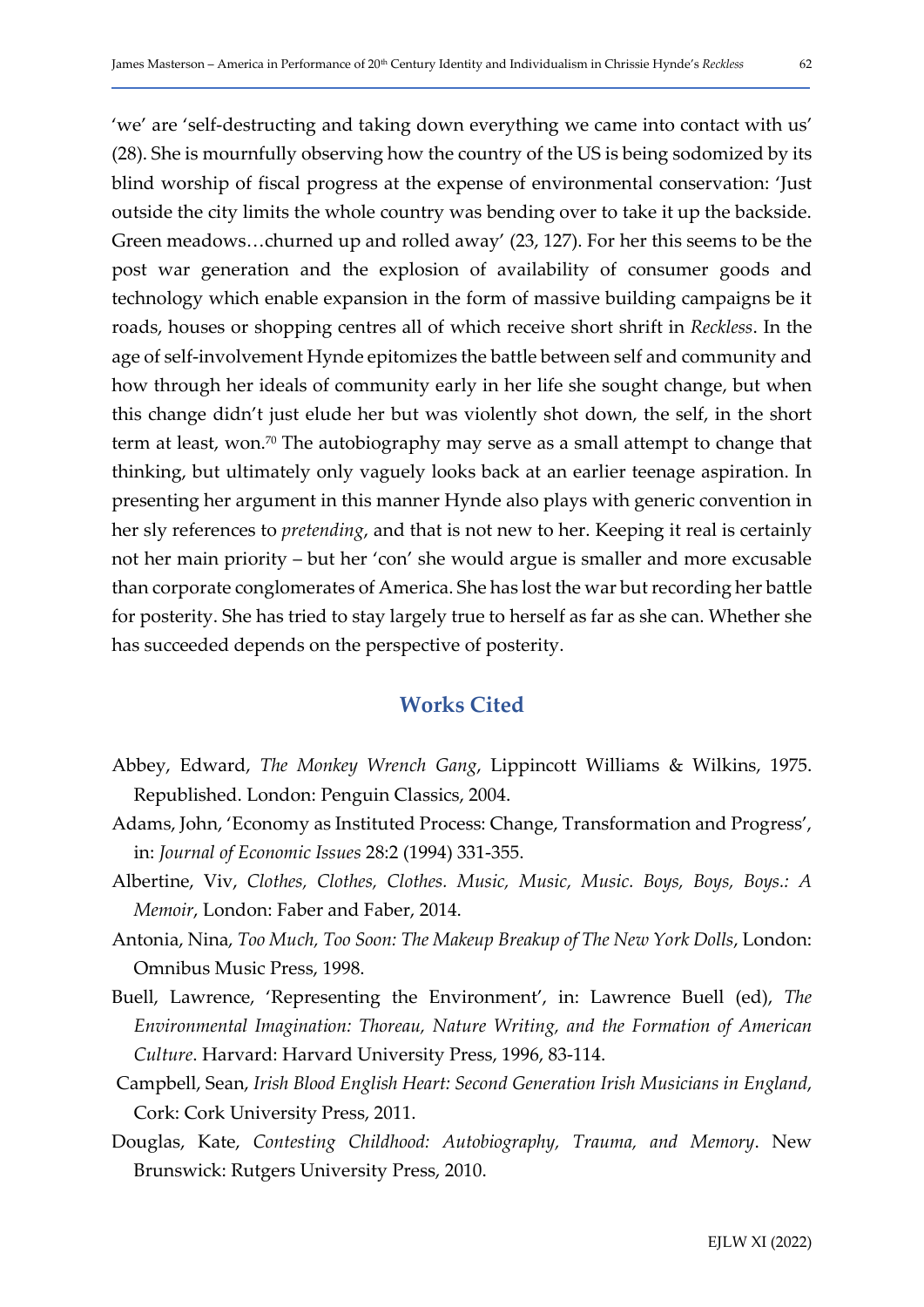'we' are 'self-destructing and taking down everything we came into contact with us' (28). She is mournfully observing how the country of the US is being sodomized by its blind worship of fiscal progress at the expense of environmental conservation: 'Just outside the city limits the whole country was bending over to take it up the backside. Green meadows…churned up and rolled away' (23, 127). For her this seems to be the post war generation and the explosion of availability of consumer goods and technology which enable expansion in the form of massive building campaigns be it roads, houses or shopping centres all of which receive short shrift in *Reckless*. In the age of self-involvement Hynde epitomizes the battle between self and community and how through her ideals of community early in her life she sought change, but when this change didn't just elude her but was violently shot down, the self, in the short term at least, won.[70] The autobiography may serve as a small attempt to change that thinking, but ultimately only vaguely looks back at an earlier teenage aspiration. In presenting her argument in this manner Hynde also plays with generic convention in her sly references to *pretending*, and that is not new to her. Keeping it real is certainly not her main priority – but her 'con' she would argue is smaller and more excusable than corporate conglomerates of America. She has lost the war but recording her battle for posterity. She has tried to stay largely true to herself as far as she can. Whether she has succeeded depends on the perspective of posterity.

## Works Cited

Abbey, Edward, *The Monkey Wrench Gang*, Lippincott Williams & Wilkins, 1975. Republished. London: Penguin Classics, 2004.

Adams, John, 'Economy as Instituted Process: Change, Transformation and Progress', in: *Journal of Economic Issues* 28:2 (1994) 331-355.

Albertine, Viv, *Clothes, Clothes, Clothes. Music, Music, Music. Boys, Boys, Boys.: A Memoir*, London: Faber and Faber, 2014.

Antonia, Nina, *Too Much, Too Soon: The Makeup Breakup of The New York Dolls*, London: Omnibus Music Press, 1998.

Buell, Lawrence, 'Representing the Environment', in: Lawrence Buell (ed), *The Environmental Imagination: Thoreau, Nature Writing, and the Formation of American Culture*. Harvard: Harvard University Press, 1996, 83-114.

Campbell, Sean, *Irish Blood English Heart: Second Generation Irish Musicians in England*, Cork: Cork University Press, 2011.

Douglas, Kate, *Contesting Childhood: Autobiography, Trauma, and Memory*. New Brunswick: Rutgers University Press, 2010.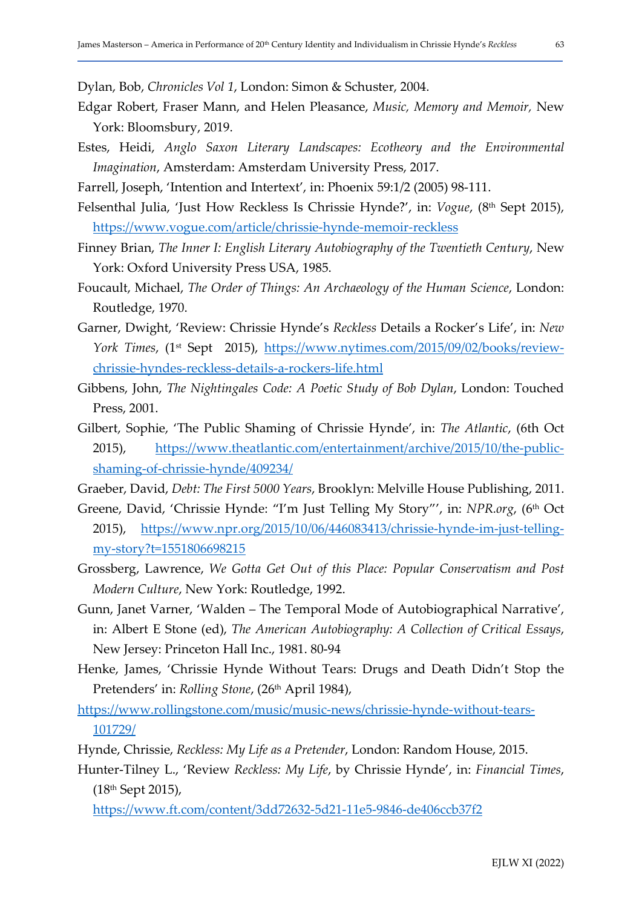Dylan, Bob, *Chronicles Vol 1*, London: Simon & Schuster, 2004.

Edgar Robert, Fraser Mann, and Helen Pleasance, *Music, Memory and Memoir*, New York: Bloomsbury, 2019.

Estes, Heidi, *Anglo Saxon Literary Landscapes: Ecotheory and the Environmental Imagination*, Amsterdam: Amsterdam University Press, 2017.

Farrell, Joseph, 'Intention and Intertext', in: Phoenix 59:1/2 (2005) 98-111.

Felsenthal Julia, 'Just How Reckless Is Chrissie Hynde?', in: *Vogue*, (8th Sept 2015), https://www.vogue.com/article/chrissie-hynde-memoir-reckless

Finney Brian, *The Inner I: English Literary Autobiography of the Twentieth Century*, New York: Oxford University Press USA, 1985.

Foucault, Michael, *The Order of Things: An Archaeology of the Human Science*, London: Routledge, 1970.

Garner, Dwight, 'Review: Chrissie Hynde's *Reckless* Details a Rocker's Life', in: *New York Times*, (1st Sept 2015), https://www.nytimes.com/2015/09/02/books/review-chrissie-hyndes-reckless-details-a-rockers-life.html

Gibbens, John, *The Nightingales Code: A Poetic Study of Bob Dylan*, London: Touched Press, 2001.

Gilbert, Sophie, 'The Public Shaming of Chrissie Hynde', in: *The Atlantic*, (6th Oct 2015), https://www.theatlantic.com/entertainment/archive/2015/10/the-public-shaming-of-chrissie-hynde/409234/

Graeber, David, *Debt: The First 5000 Years*, Brooklyn: Melville House Publishing, 2011.

Greene, David, 'Chrissie Hynde: "I'm Just Telling My Story"', in: *NPR.org*, (6th Oct 2015), https://www.npr.org/2015/10/06/446083413/chrissie-hynde-im-just-telling-my-story?t=1551806698215

Grossberg, Lawrence, *We Gotta Get Out of this Place: Popular Conservatism and Post Modern Culture*, New York: Routledge, 1992.

Gunn, Janet Varner, 'Walden – The Temporal Mode of Autobiographical Narrative', in: Albert E Stone (ed), *The American Autobiography: A Collection of Critical Essays*, New Jersey: Princeton Hall Inc., 1981. 80-94

Henke, James, 'Chrissie Hynde Without Tears: Drugs and Death Didn't Stop the Pretenders' in: *Rolling Stone*, (26th April 1984), https://www.rollingstone.com/music/music-news/chrissie-hynde-without-tears-101729/

Hynde, Chrissie, *Reckless: My Life as a Pretender*, London: Random House, 2015.

Hunter-Tilney L., 'Review *Reckless: My Life*, by Chrissie Hynde', in: *Financial Times*, (18th Sept 2015), https://www.ft.com/content/3dd72632-5d21-11e5-9846-de406ccb37f2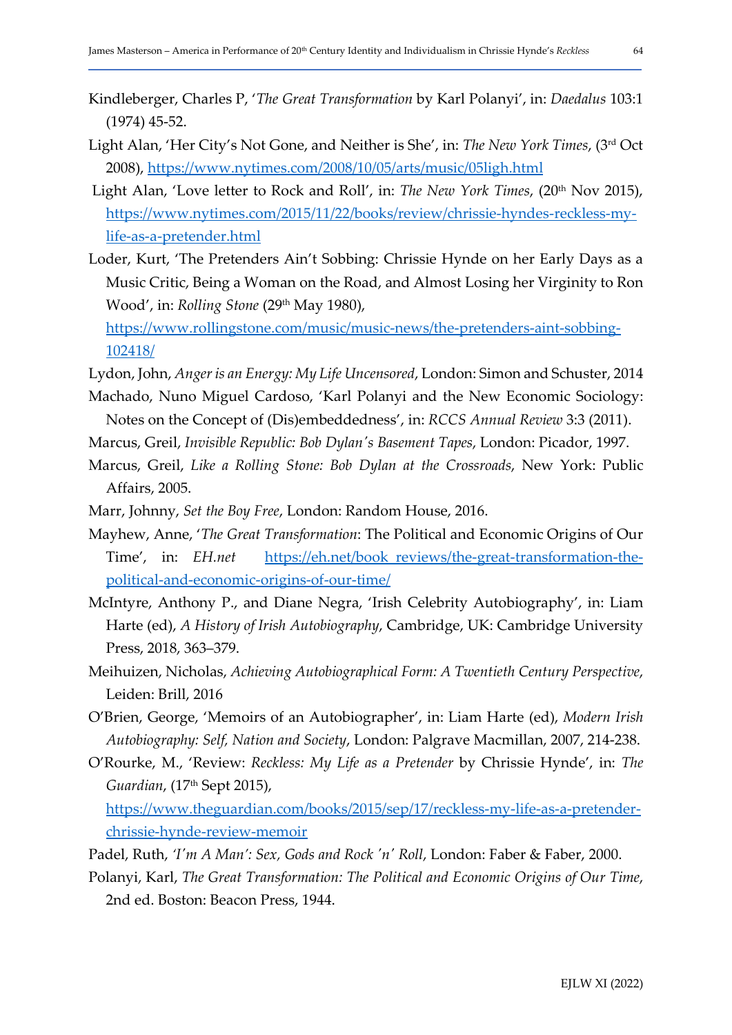Kindleberger, Charles P, '*The Great Transformation* by Karl Polanyi', in: *Daedalus* 103:1 (1974) 45-52.

Light Alan, 'Her City's Not Gone, and Neither is She', in: *The New York Times*, (3rd Oct 2008), https://www.nytimes.com/2008/10/05/arts/music/05ligh.html

Light Alan, 'Love letter to Rock and Roll', in: *The New York Times*, (20th Nov 2015), https://www.nytimes.com/2015/11/22/books/review/chrissie-hyndes-reckless-my-life-as-a-pretender.html

Loder, Kurt, 'The Pretenders Ain't Sobbing: Chrissie Hynde on her Early Days as a Music Critic, Being a Woman on the Road, and Almost Losing her Virginity to Ron Wood', in: *Rolling Stone* (29th May 1980), https://www.rollingstone.com/music/music-news/the-pretenders-aint-sobbing-102418/

Lydon, John, *Anger is an Energy: My Life Uncensored*, London: Simon and Schuster, 2014

Machado, Nuno Miguel Cardoso, 'Karl Polanyi and the New Economic Sociology: Notes on the Concept of (Dis)embeddedness', in: *RCCS Annual Review* 3:3 (2011).

Marcus, Greil, *Invisible Republic: Bob Dylan's Basement Tapes*, London: Picador, 1997.

Marcus, Greil, *Like a Rolling Stone: Bob Dylan at the Crossroads*, New York: Public Affairs, 2005.

Marr, Johnny, *Set the Boy Free*, London: Random House, 2016.

Mayhew, Anne, '*The Great Transformation*: The Political and Economic Origins of Our Time', in: *EH.net* https://eh.net/book_reviews/the-great-transformation-the-political-and-economic-origins-of-our-time/

McIntyre, Anthony P., and Diane Negra, 'Irish Celebrity Autobiography', in: Liam Harte (ed), *A History of Irish Autobiography*, Cambridge, UK: Cambridge University Press, 2018, 363–379.

Meihuizen, Nicholas, *Achieving Autobiographical Form: A Twentieth Century Perspective*, Leiden: Brill, 2016

O'Brien, George, 'Memoirs of an Autobiographer', in: Liam Harte (ed), *Modern Irish Autobiography: Self, Nation and Society*, London: Palgrave Macmillan, 2007, 214-238.

O'Rourke, M., 'Review: *Reckless: My Life as a Pretender* by Chrissie Hynde', in: *The Guardian*, (17th Sept 2015), https://www.theguardian.com/books/2015/sep/17/reckless-my-life-as-a-pretender-chrissie-hynde-review-memoir

Padel, Ruth, *'I'm A Man': Sex, Gods and Rock 'n' Roll*, London: Faber & Faber, 2000.

Polanyi, Karl, *The Great Transformation: The Political and Economic Origins of Our Time*, 2nd ed. Boston: Beacon Press, 1944.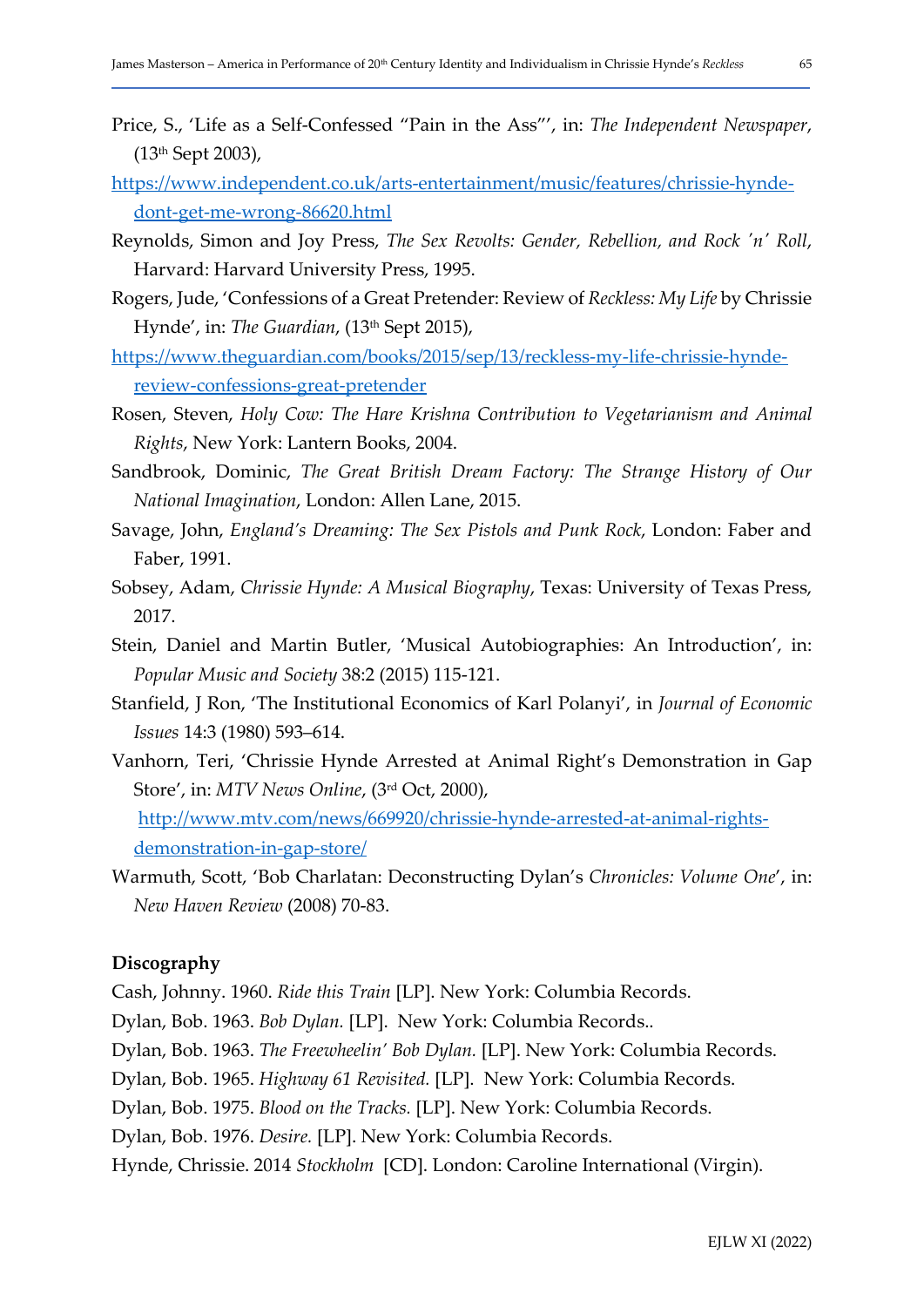Price, S., 'Life as a Self-Confessed "Pain in the Ass"', in: *The Independent Newspaper*, (13th Sept 2003), https://www.independent.co.uk/arts-entertainment/music/features/chrissie-hynde-dont-get-me-wrong-86620.html

Reynolds, Simon and Joy Press, *The Sex Revolts: Gender, Rebellion, and Rock 'n' Roll*, Harvard: Harvard University Press, 1995.

Rogers, Jude, 'Confessions of a Great Pretender: Review of *Reckless: My Life* by Chrissie Hynde', in: *The Guardian*, (13th Sept 2015), https://www.theguardian.com/books/2015/sep/13/reckless-my-life-chrissie-hynde-review-confessions-great-pretender

Rosen, Steven, *Holy Cow: The Hare Krishna Contribution to Vegetarianism and Animal Rights*, New York: Lantern Books, 2004.

Sandbrook, Dominic, *The Great British Dream Factory: The Strange History of Our National Imagination*, London: Allen Lane, 2015.

Savage, John, *England's Dreaming: The Sex Pistols and Punk Rock*, London: Faber and Faber, 1991.

Sobsey, Adam, *Chrissie Hynde: A Musical Biography*, Texas: University of Texas Press, 2017.

Stein, Daniel and Martin Butler, 'Musical Autobiographies: An Introduction', in: *Popular Music and Society* 38:2 (2015) 115-121.

Stanfield, J Ron, 'The Institutional Economics of Karl Polanyi', in *Journal of Economic Issues* 14:3 (1980) 593–614.

Vanhorn, Teri, 'Chrissie Hynde Arrested at Animal Right's Demonstration in Gap Store', in: *MTV News Online*, (3rd Oct, 2000), http://www.mtv.com/news/669920/chrissie-hynde-arrested-at-animal-rights-demonstration-in-gap-store/

Warmuth, Scott, 'Bob Charlatan: Deconstructing Dylan's *Chronicles: Volume One*', in: *New Haven Review* (2008) 70-83.

**Discography**

Cash, Johnny. 1960. *Ride this Train* [LP]. New York: Columbia Records.

Dylan, Bob. 1963. *Bob Dylan.* [LP]. New York: Columbia Records..

Dylan, Bob. 1963. *The Freewheelin' Bob Dylan.* [LP]. New York: Columbia Records.

Dylan, Bob. 1965. *Highway 61 Revisited.* [LP]. New York: Columbia Records.

Dylan, Bob. 1975. *Blood on the Tracks.* [LP]. New York: Columbia Records.

Dylan, Bob. 1976. *Desire.* [LP]. New York: Columbia Records.

Hynde, Chrissie. 2014 *Stockholm* [CD]. London: Caroline International (Virgin).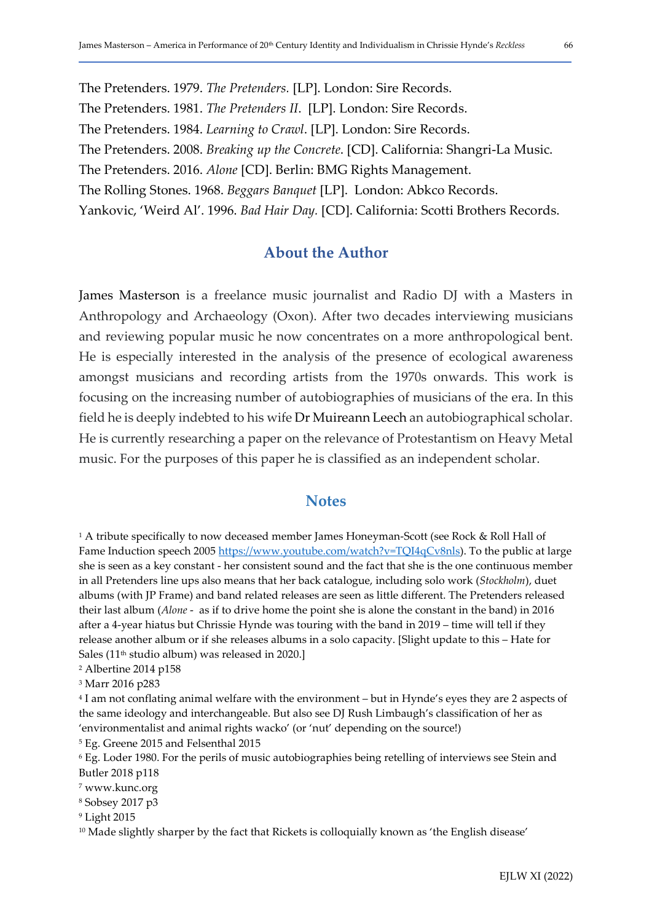The Pretenders. 1979. *The Pretenders.* [LP]. London: Sire Records.
The Pretenders. 1981. *The Pretenders II*. [LP]. London: Sire Records.
The Pretenders. 1984. *Learning to Crawl*. [LP]. London: Sire Records.
The Pretenders. 2008. *Breaking up the Concrete*. [CD]. California: Shangri-La Music.
The Pretenders. 2016. *Alone* [CD]. Berlin: BMG Rights Management.
The Rolling Stones. 1968. *Beggars Banquet* [LP]. London: Abkco Records.
Yankovic, 'Weird Al'. 1996. *Bad Hair Day*. [CD]. California: Scotti Brothers Records.

## About the Author

James Masterson is a freelance music journalist and Radio DJ with a Masters in Anthropology and Archaeology (Oxon). After two decades interviewing musicians and reviewing popular music he now concentrates on a more anthropological bent. He is especially interested in the analysis of the presence of ecological awareness amongst musicians and recording artists from the 1970s onwards. This work is focusing on the increasing number of autobiographies of musicians of the era. In this field he is deeply indebted to his wife Dr Muireann Leech an autobiographical scholar. He is currently researching a paper on the relevance of Protestantism on Heavy Metal music. For the purposes of this paper he is classified as an independent scholar.

## Notes

[1] A tribute specifically to now deceased member James Honeyman-Scott (see Rock & Roll Hall of Fame Induction speech 2005 https://www.youtube.com/watch?v=TQI4qCv8nls). To the public at large she is seen as a key constant - her consistent sound and the fact that she is the one continuous member in all Pretenders line ups also means that her back catalogue, including solo work (*Stockholm*), duet albums (with JP Frame) and band related releases are seen as little different. The Pretenders released their last album (*Alone* - as if to drive home the point she is alone the constant in the band) in 2016 after a 4-year hiatus but Chrissie Hynde was touring with the band in 2019 – time will tell if they release another album or if she releases albums in a solo capacity. [Slight update to this – Hate for Sales (11th studio album) was released in 2020.]
[2] Albertine 2014 p158
[3] Marr 2016 p283
[4] I am not conflating animal welfare with the environment – but in Hynde's eyes they are 2 aspects of the same ideology and interchangeable. But also see DJ Rush Limbaugh's classification of her as 'environmentalist and animal rights wacko' (or 'nut' depending on the source!)
[5] Eg. Greene 2015 and Felsenthal 2015
[6] Eg. Loder 1980. For the perils of music autobiographies being retelling of interviews see Stein and Butler 2018 p118
[7] www.kunc.org
[8] Sobsey 2017 p3
[9] Light 2015
[10] Made slightly sharper by the fact that Rickets is colloquially known as 'the English disease'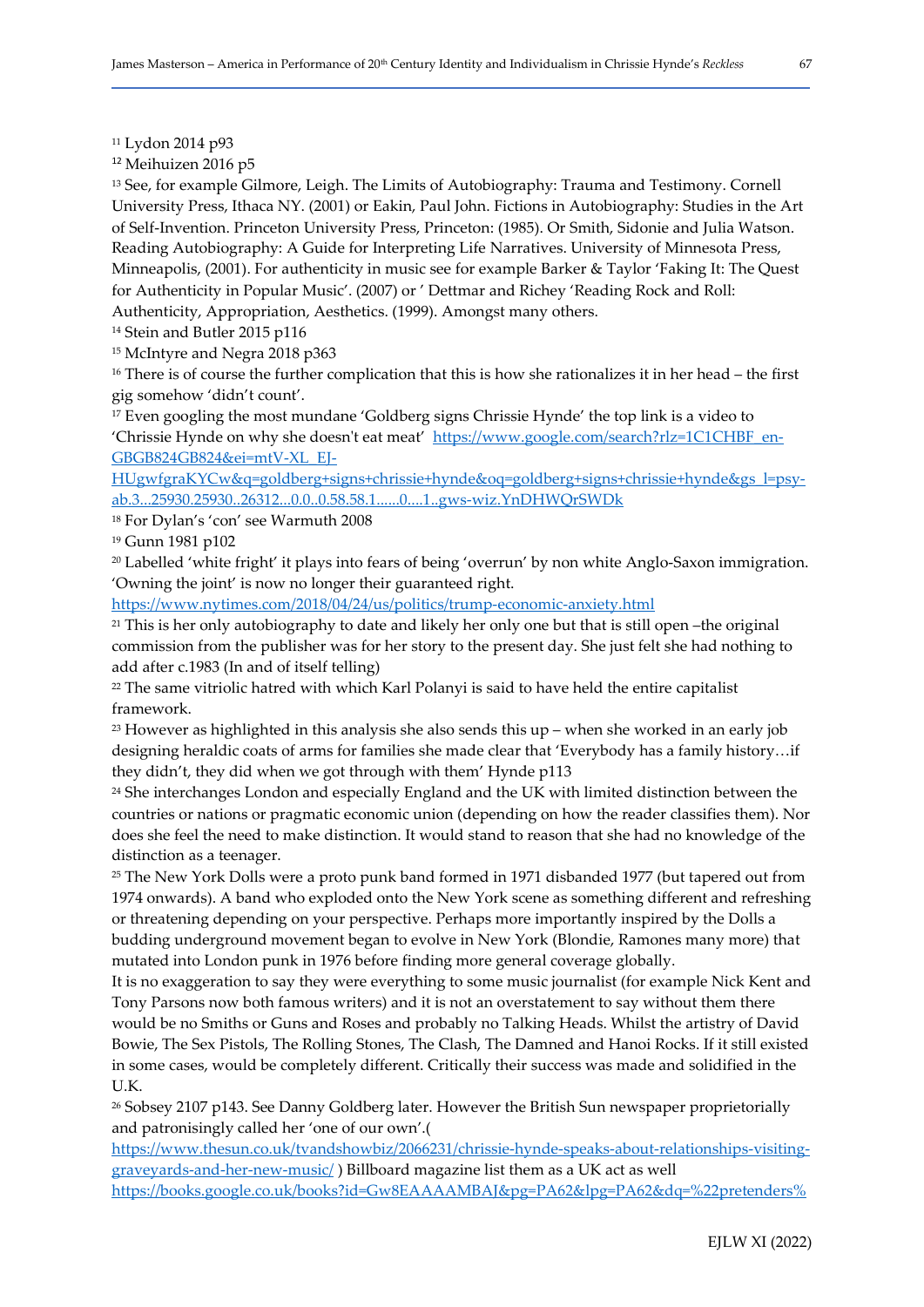[11] Lydon 2014 p93

[12] Meihuizen 2016 p5

[13] See, for example Gilmore, Leigh. The Limits of Autobiography: Trauma and Testimony. Cornell University Press, Ithaca NY. (2001) or Eakin, Paul John. Fictions in Autobiography: Studies in the Art of Self-Invention. Princeton University Press, Princeton: (1985). Or Smith, Sidonie and Julia Watson. Reading Autobiography: A Guide for Interpreting Life Narratives. University of Minnesota Press, Minneapolis, (2001). For authenticity in music see for example Barker & Taylor 'Faking It: The Quest for Authenticity in Popular Music'. (2007) or ' Dettmar and Richey 'Reading Rock and Roll: Authenticity, Appropriation, Aesthetics. (1999). Amongst many others.

[14] Stein and Butler 2015 p116

[15] McIntyre and Negra 2018 p363

[16] There is of course the further complication that this is how she rationalizes it in her head – the first gig somehow 'didn't count'.

[17] Even googling the most mundane 'Goldberg signs Chrissie Hynde' the top link is a video to 'Chrissie Hynde on why she doesn't eat meat' https://www.google.com/search?rlz=1C1CHBF_en-GBGB824GB824&ei=mtV-XL_EJ-HUgwfgraKYCw&q=goldberg+signs+chrissie+hynde&oq=goldberg+signs+chrissie+hynde&gs_l=psy-ab.3...25930.25930..26312...0.0..0.58.58.1......0....1..gws-wiz.YnDHWQrSWDk

[18] For Dylan's 'con' see Warmuth 2008

[19] Gunn 1981 p102

[20] Labelled 'white fright' it plays into fears of being 'overrun' by non white Anglo-Saxon immigration. 'Owning the joint' is now no longer their guaranteed right. https://www.nytimes.com/2018/04/24/us/politics/trump-economic-anxiety.html

[21] This is her only autobiography to date and likely her only one but that is still open –the original commission from the publisher was for her story to the present day. She just felt she had nothing to add after c.1983 (In and of itself telling)

[22] The same vitriolic hatred with which Karl Polanyi is said to have held the entire capitalist framework.

[23] However as highlighted in this analysis she also sends this up – when she worked in an early job designing heraldic coats of arms for families she made clear that 'Everybody has a family history…if they didn't, they did when we got through with them' Hynde p113

[24] She interchanges London and especially England and the UK with limited distinction between the countries or nations or pragmatic economic union (depending on how the reader classifies them). Nor does she feel the need to make distinction. It would stand to reason that she had no knowledge of the distinction as a teenager.

[25] The New York Dolls were a proto punk band formed in 1971 disbanded 1977 (but tapered out from 1974 onwards). A band who exploded onto the New York scene as something different and refreshing or threatening depending on your perspective. Perhaps more importantly inspired by the Dolls a budding underground movement began to evolve in New York (Blondie, Ramones many more) that mutated into London punk in 1976 before finding more general coverage globally.

It is no exaggeration to say they were everything to some music journalist (for example Nick Kent and Tony Parsons now both famous writers) and it is not an overstatement to say without them there would be no Smiths or Guns and Roses and probably no Talking Heads. Whilst the artistry of David Bowie, The Sex Pistols, The Rolling Stones, The Clash, The Damned and Hanoi Rocks. If it still existed in some cases, would be completely different. Critically their success was made and solidified in the U.K.

[26] Sobsey 2107 p143. See Danny Goldberg later. However the British Sun newspaper proprietorially and patronisingly called her 'one of our own'.( https://www.thesun.co.uk/tvandshowbiz/2066231/chrissie-hynde-speaks-about-relationships-visiting-graveyards-and-her-new-music/ ) Billboard magazine list them as a UK act as well https://books.google.co.uk/books?id=Gw8EAAAAMBAJ&pg=PA62&lpg=PA62&dq=%22pretenders%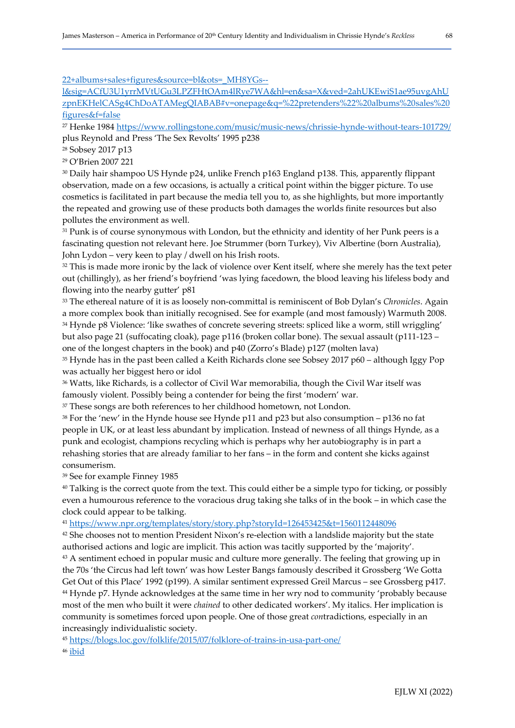22+albums+sales+figures&source=bl&ots=_MH8YGs--l&sig=ACfU3U1yrrMVtUGu3LPZFHtOAm4lRye7WA&hl=en&sa=X&ved=2ahUKEwiS1ae95uvgAhUzpnEKHelCASg4ChDoATAMegQIABAB#v=onepage&q=%22pretenders%22%20albums%20sales%20figures&f=false

[27] Henke 1984 https://www.rollingstone.com/music/music-news/chrissie-hynde-without-tears-101729/ plus Reynold and Press 'The Sex Revolts' 1995 p238

[28] Sobsey 2017 p13

[29] O'Brien 2007 221

[30] Daily hair shampoo US Hynde p24, unlike French p163 England p138. This, apparently flippant observation, made on a few occasions, is actually a critical point within the bigger picture. To use cosmetics is facilitated in part because the media tell you to, as she highlights, but more importantly the repeated and growing use of these products both damages the worlds finite resources but also pollutes the environment as well.

[31] Punk is of course synonymous with London, but the ethnicity and identity of her Punk peers is a fascinating question not relevant here. Joe Strummer (born Turkey), Viv Albertine (born Australia), John Lydon – very keen to play / dwell on his Irish roots.

[32] This is made more ironic by the lack of violence over Kent itself, where she merely has the text peter out (chillingly), as her friend's boyfriend 'was lying facedown, the blood leaving his lifeless body and flowing into the nearby gutter' p81

[33] The ethereal nature of it is as loosely non-committal is reminiscent of Bob Dylan's *Chronicles*. Again a more complex book than initially recognised. See for example (and most famously) Warmuth 2008.

[34] Hynde p8 Violence: 'like swathes of concrete severing streets: spliced like a worm, still wriggling' but also page 21 (suffocating cloak), page p116 (broken collar bone). The sexual assault (p111-123 – one of the longest chapters in the book) and p40 (Zorro's Blade) p127 (molten lava)

[35] Hynde has in the past been called a Keith Richards clone see Sobsey 2017 p60 – although Iggy Pop was actually her biggest hero or idol

[36] Watts, like Richards, is a collector of Civil War memorabilia, though the Civil War itself was famously violent. Possibly being a contender for being the first 'modern' war.

[37] These songs are both references to her childhood hometown, not London.

[38] For the 'new' in the Hynde house see Hynde p11 and p23 but also consumption – p136 no fat people in UK, or at least less abundant by implication. Instead of newness of all things Hynde, as a punk and ecologist, champions recycling which is perhaps why her autobiography is in part a rehashing stories that are already familiar to her fans – in the form and content she kicks against consumerism.

[39] See for example Finney 1985

[40] Talking is the correct quote from the text. This could either be a simple typo for ticking, or possibly even a humourous reference to the voracious drug taking she talks of in the book – in which case the clock could appear to be talking.

[41] https://www.npr.org/templates/story/story.php?storyId=126453425&t=1560112448096

[42] She chooses not to mention President Nixon's re-election with a landslide majority but the state authorised actions and logic are implicit. This action was tacitly supported by the 'majority'.

[43] A sentiment echoed in popular music and culture more generally. The feeling that growing up in the 70s 'the Circus had left town' was how Lester Bangs famously described it Grossberg 'We Gotta Get Out of this Place' 1992 (p199). A similar sentiment expressed Greil Marcus – see Grossberg p417.

[44] Hynde p7. Hynde acknowledges at the same time in her wry nod to community 'probably because most of the men who built it were *chained* to other dedicated workers'. My italics. Her implication is community is sometimes forced upon people. One of those great *con*tradictions, especially in an increasingly individualistic society.

[45] https://blogs.loc.gov/folklife/2015/07/folklore-of-trains-in-usa-part-one/

[46] ibid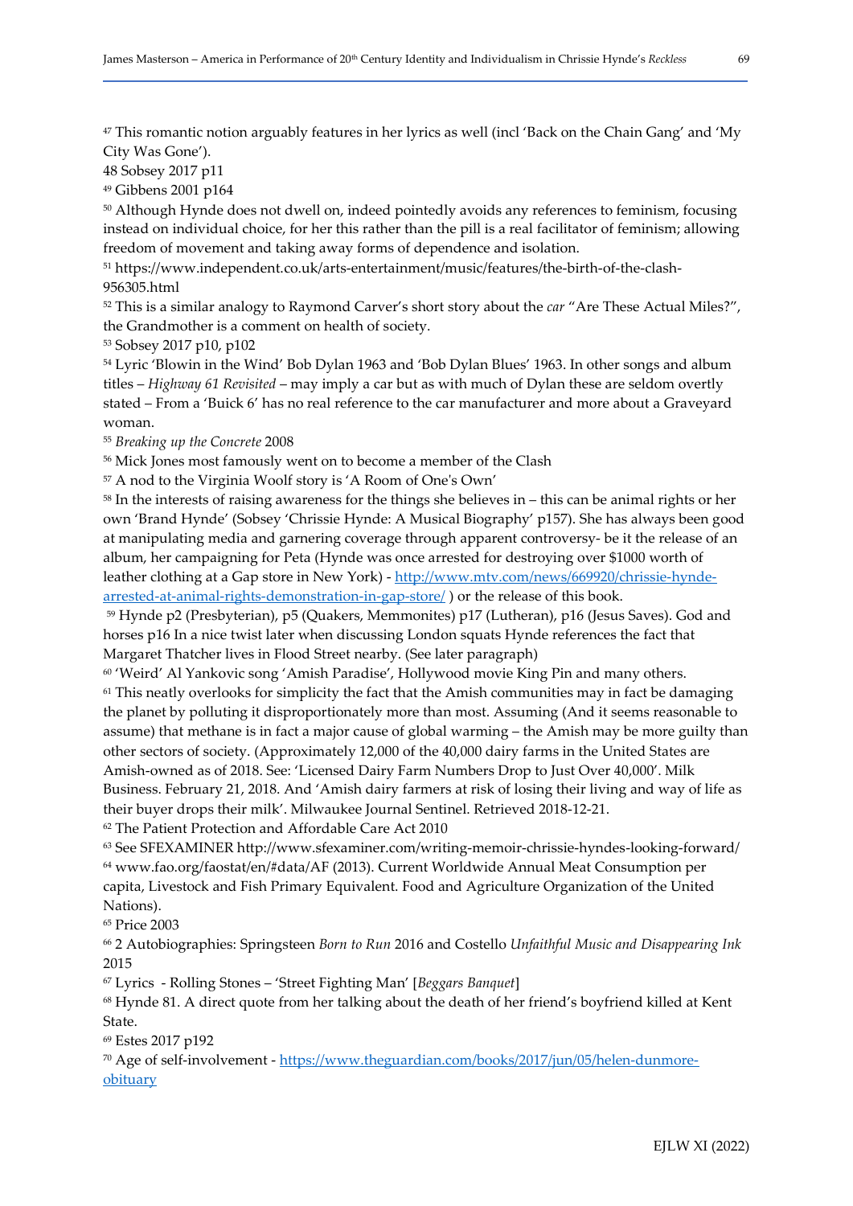[47] This romantic notion arguably features in her lyrics as well (incl 'Back on the Chain Gang' and 'My City Was Gone').

48 Sobsey 2017 p11

[49] Gibbens 2001 p164

[50] Although Hynde does not dwell on, indeed pointedly avoids any references to feminism, focusing instead on individual choice, for her this rather than the pill is a real facilitator of feminism; allowing freedom of movement and taking away forms of dependence and isolation.

[51] https://www.independent.co.uk/arts-entertainment/music/features/the-birth-of-the-clash-956305.html

[52] This is a similar analogy to Raymond Carver's short story about the *car* "Are These Actual Miles?", the Grandmother is a comment on health of society.

[53] Sobsey 2017 p10, p102

[54] Lyric 'Blowin in the Wind' Bob Dylan 1963 and 'Bob Dylan Blues' 1963. In other songs and album titles – *Highway 61 Revisited* – may imply a car but as with much of Dylan these are seldom overtly stated – From a 'Buick 6' has no real reference to the car manufacturer and more about a Graveyard woman.

[55] *Breaking up the Concrete* 2008

[56] Mick Jones most famously went on to become a member of the Clash

[57] A nod to the Virginia Woolf story is 'A Room of One's Own'

[58] In the interests of raising awareness for the things she believes in – this can be animal rights or her own 'Brand Hynde' (Sobsey 'Chrissie Hynde: A Musical Biography' p157). She has always been good at manipulating media and garnering coverage through apparent controversy- be it the release of an album, her campaigning for Peta (Hynde was once arrested for destroying over $1000 worth of leather clothing at a Gap store in New York) - http://www.mtv.com/news/669920/chrissie-hynde-arrested-at-animal-rights-demonstration-in-gap-store/ ) or the release of this book.

[59] Hynde p2 (Presbyterian), p5 (Quakers, Memmonites) p17 (Lutheran), p16 (Jesus Saves). God and horses p16 In a nice twist later when discussing London squats Hynde references the fact that Margaret Thatcher lives in Flood Street nearby. (See later paragraph)

[60] 'Weird' Al Yankovic song 'Amish Paradise', Hollywood movie King Pin and many others.

[61] This neatly overlooks for simplicity the fact that the Amish communities may in fact be damaging the planet by polluting it disproportionately more than most. Assuming (And it seems reasonable to assume) that methane is in fact a major cause of global warming – the Amish may be more guilty than other sectors of society. (Approximately 12,000 of the 40,000 dairy farms in the United States are Amish-owned as of 2018. See: 'Licensed Dairy Farm Numbers Drop to Just Over 40,000'. Milk Business. February 21, 2018. And 'Amish dairy farmers at risk of losing their living and way of life as their buyer drops their milk'. Milwaukee Journal Sentinel. Retrieved 2018-12-21.

[62] The Patient Protection and Affordable Care Act 2010

[63] See SFEXAMINER http://www.sfexaminer.com/writing-memoir-chrissie-hyndes-looking-forward/

[64] www.fao.org/faostat/en/#data/AF (2013). Current Worldwide Annual Meat Consumption per capita, Livestock and Fish Primary Equivalent. Food and Agriculture Organization of the United Nations).

[65] Price 2003

[66] 2 Autobiographies: Springsteen *Born to Run* 2016 and Costello *Unfaithful Music and Disappearing Ink* 2015

[67] Lyrics - Rolling Stones – 'Street Fighting Man' [*Beggars Banquet*]

[68] Hynde 81. A direct quote from her talking about the death of her friend's boyfriend killed at Kent State.

[69] Estes 2017 p192

[70] Age of self-involvement - https://www.theguardian.com/books/2017/jun/05/helen-dunmore-obituary